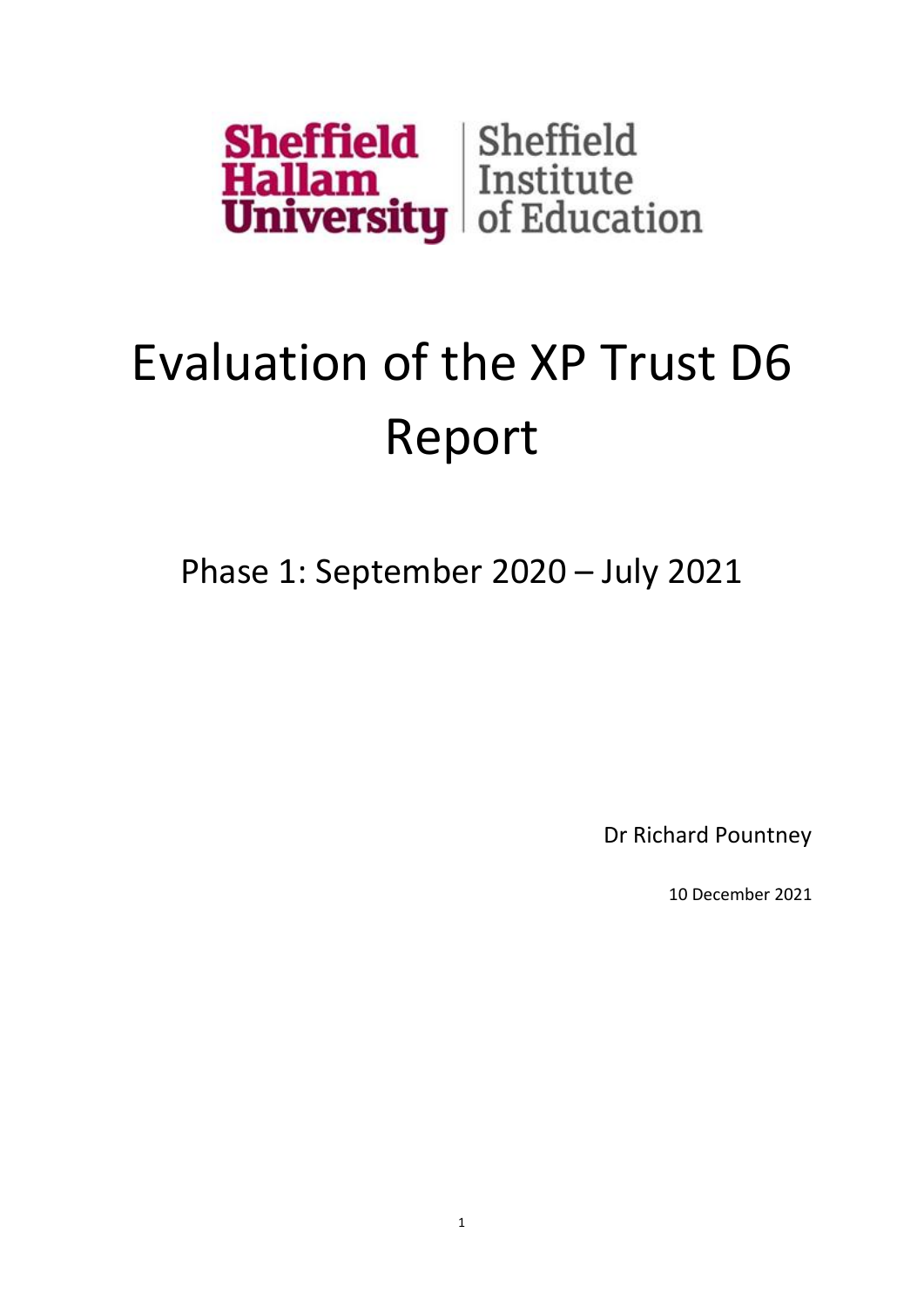Sheffield Hallam University | Sheffield Institute of Education

# Evaluation of the XP Trust D6 Report

## Phase 1: September 2020 – July 2021

Dr Richard Pountney

10 December 2021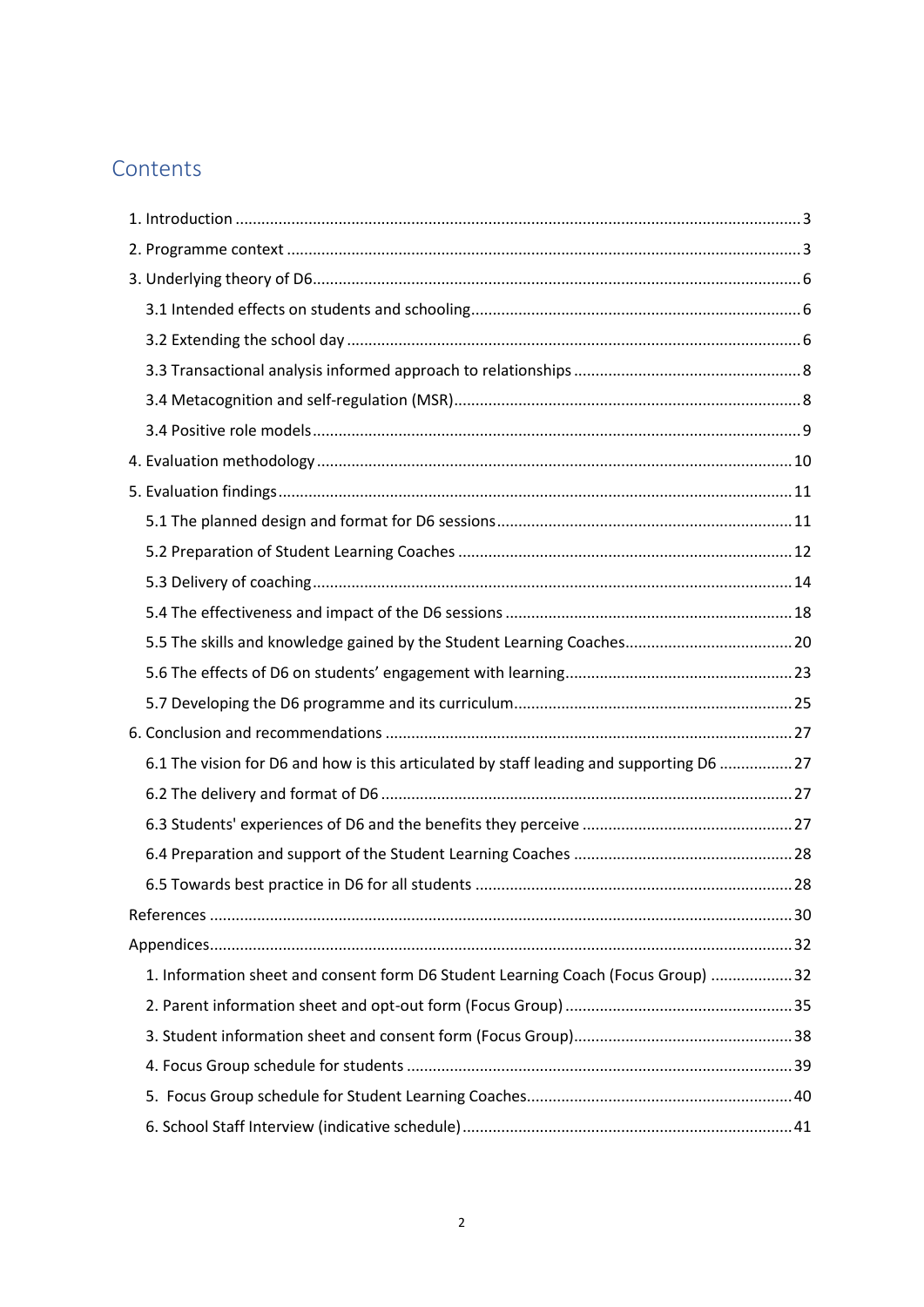# Contents

1. Introduction ............................................................ 3
2. Programme context ............................................................ 3
3. Underlying theory of D6 ............................................................ 6
   - 3.1 Intended effects on students and schooling ............................................................ 6
   - 3.2 Extending the school day ............................................................ 6
   - 3.3 Transactional analysis informed approach to relationships ............................................................ 8
   - 3.4 Metacognition and self-regulation (MSR) ............................................................ 8
   - 3.4 Positive role models ............................................................ 9
4. Evaluation methodology ............................................................ 10
5. Evaluation findings ............................................................ 11
   - 5.1 The planned design and format for D6 sessions ............................................................ 11
   - 5.2 Preparation of Student Learning Coaches ............................................................ 12
   - 5.3 Delivery of coaching ............................................................ 14
   - 5.4 The effectiveness and impact of the D6 sessions ............................................................ 18
   - 5.5 The skills and knowledge gained by the Student Learning Coaches ............................................................ 20
   - 5.6 The effects of D6 on students' engagement with learning ............................................................ 23
   - 5.7 Developing the D6 programme and its curriculum ............................................................ 25
6. Conclusion and recommendations ............................................................ 27
   - 6.1 The vision for D6 and how is this articulated by staff leading and supporting D6 ............................................................ 27
   - 6.2 The delivery and format of D6 ............................................................ 27
   - 6.3 Students' experiences of D6 and the benefits they perceive ............................................................ 27
   - 6.4 Preparation and support of the Student Learning Coaches ............................................................ 28
   - 6.5 Towards best practice in D6 for all students ............................................................ 28

References ............................................................ 30

Appendices ............................................................ 32

1. Information sheet and consent form D6 Student Learning Coach (Focus Group) ............................................................ 32
2. Parent information sheet and opt-out form (Focus Group) ............................................................ 35
3. Student information sheet and consent form (Focus Group) ............................................................ 38
4. Focus Group schedule for students ............................................................ 39
5. Focus Group schedule for Student Learning Coaches ............................................................ 40
6. School Staff Interview (indicative schedule) ............................................................ 41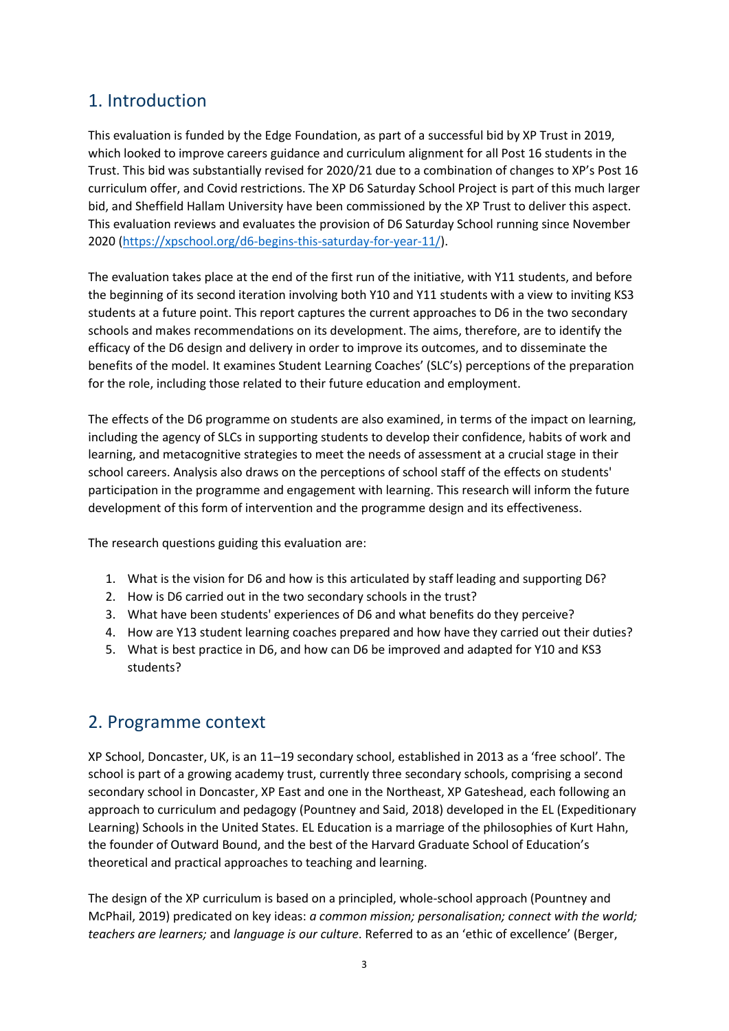## 1. Introduction

This evaluation is funded by the Edge Foundation, as part of a successful bid by XP Trust in 2019, which looked to improve careers guidance and curriculum alignment for all Post 16 students in the Trust. This bid was substantially revised for 2020/21 due to a combination of changes to XP's Post 16 curriculum offer, and Covid restrictions. The XP D6 Saturday School Project is part of this much larger bid, and Sheffield Hallam University have been commissioned by the XP Trust to deliver this aspect. This evaluation reviews and evaluates the provision of D6 Saturday School running since November 2020 ([https://xpschool.org/d6-begins-this-saturday-for-year-11/](https://xpschool.org/d6-begins-this-saturday-for-year-11/)).

The evaluation takes place at the end of the first run of the initiative, with Y11 students, and before the beginning of its second iteration involving both Y10 and Y11 students with a view to inviting KS3 students at a future point. This report captures the current approaches to D6 in the two secondary schools and makes recommendations on its development. The aims, therefore, are to identify the efficacy of the D6 design and delivery in order to improve its outcomes, and to disseminate the benefits of the model. It examines Student Learning Coaches' (SLC's) perceptions of the preparation for the role, including those related to their future education and employment.

The effects of the D6 programme on students are also examined, in terms of the impact on learning, including the agency of SLCs in supporting students to develop their confidence, habits of work and learning, and metacognitive strategies to meet the needs of assessment at a crucial stage in their school careers. Analysis also draws on the perceptions of school staff of the effects on students' participation in the programme and engagement with learning. This research will inform the future development of this form of intervention and the programme design and its effectiveness.

The research questions guiding this evaluation are:

1. What is the vision for D6 and how is this articulated by staff leading and supporting D6?
2. How is D6 carried out in the two secondary schools in the trust?
3. What have been students' experiences of D6 and what benefits do they perceive?
4. How are Y13 student learning coaches prepared and how have they carried out their duties?
5. What is best practice in D6, and how can D6 be improved and adapted for Y10 and KS3 students?

## 2. Programme context

XP School, Doncaster, UK, is an 11–19 secondary school, established in 2013 as a 'free school'. The school is part of a growing academy trust, currently three secondary schools, comprising a second secondary school in Doncaster, XP East and one in the Northeast, XP Gateshead, each following an approach to curriculum and pedagogy (Pountney and Said, 2018) developed in the EL (Expeditionary Learning) Schools in the United States. EL Education is a marriage of the philosophies of Kurt Hahn, the founder of Outward Bound, and the best of the Harvard Graduate School of Education's theoretical and practical approaches to teaching and learning.

The design of the XP curriculum is based on a principled, whole-school approach (Pountney and McPhail, 2019) predicated on key ideas: *a common mission; personalisation; connect with the world; teachers are learners;* and *language is our culture*. Referred to as an 'ethic of excellence' (Berger,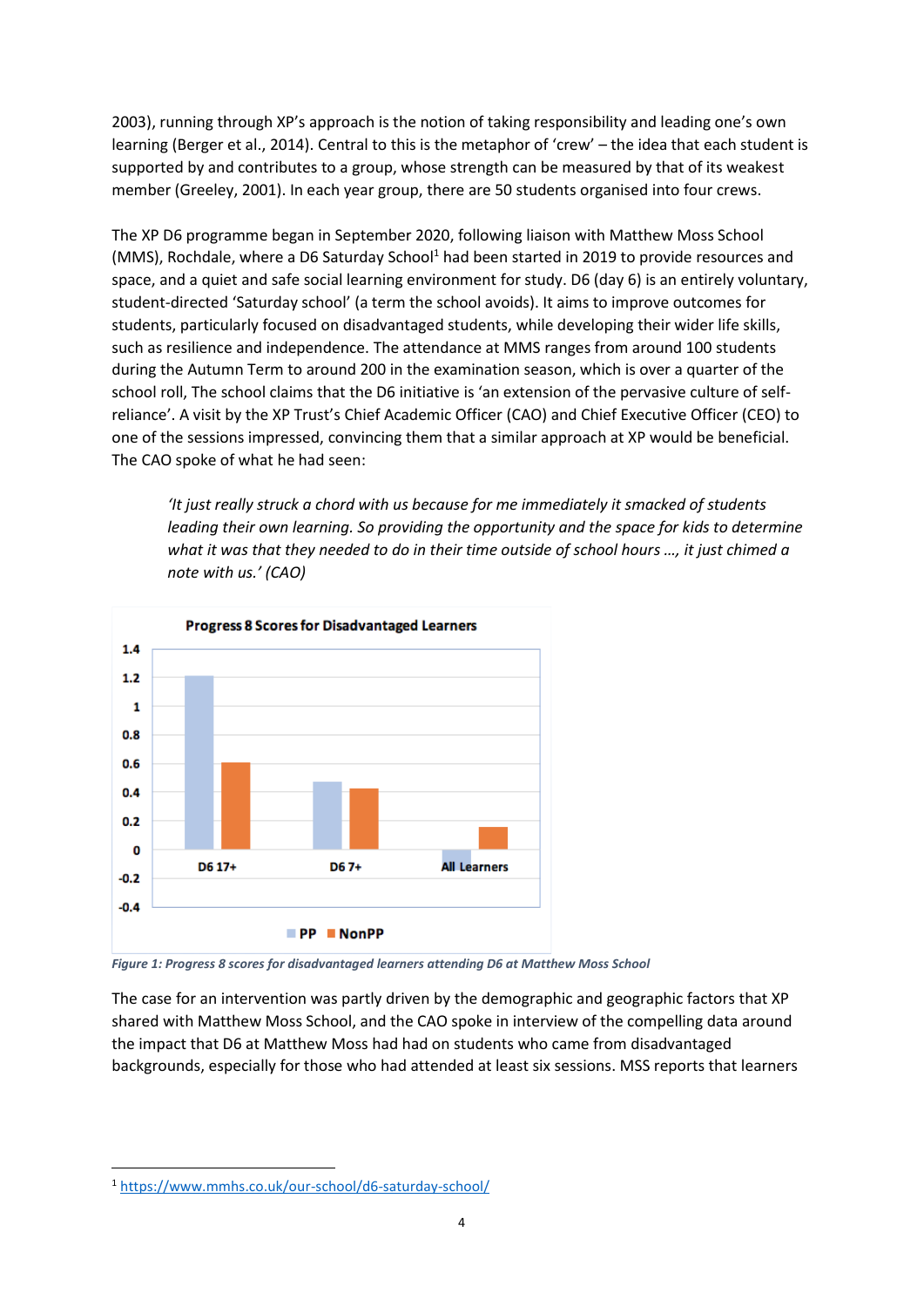2003), running through XP's approach is the notion of taking responsibility and leading one's own learning (Berger et al., 2014). Central to this is the metaphor of 'crew' – the idea that each student is supported by and contributes to a group, whose strength can be measured by that of its weakest member (Greeley, 2001). In each year group, there are 50 students organised into four crews.

The XP D6 programme began in September 2020, following liaison with Matthew Moss School (MMS), Rochdale, where a D6 Saturday School[1] had been started in 2019 to provide resources and space, and a quiet and safe social learning environment for study. D6 (day 6) is an entirely voluntary, student-directed 'Saturday school' (a term the school avoids). It aims to improve outcomes for students, particularly focused on disadvantaged students, while developing their wider life skills, such as resilience and independence. The attendance at MMS ranges from around 100 students during the Autumn Term to around 200 in the examination season, which is over a quarter of the school roll, The school claims that the D6 initiative is 'an extension of the pervasive culture of self-reliance'. A visit by the XP Trust's Chief Academic Officer (CAO) and Chief Executive Officer (CEO) to one of the sessions impressed, convincing them that a similar approach at XP would be beneficial. The CAO spoke of what he had seen:

> *'It just really struck a chord with us because for me immediately it smacked of students leading their own learning. So providing the opportunity and the space for kids to determine what it was that they needed to do in their time outside of school hours …, it just chimed a note with us.' (CAO)*

*Figure 1: Progress 8 scores for disadvantaged learners attending D6 at Matthew Moss School*

The case for an intervention was partly driven by the demographic and geographic factors that XP shared with Matthew Moss School, and the CAO spoke in interview of the compelling data around the impact that D6 at Matthew Moss had had on students who came from disadvantaged backgrounds, especially for those who had attended at least six sessions. MSS reports that learners

[1] https://www.mmhs.co.uk/our-school/d6-saturday-school/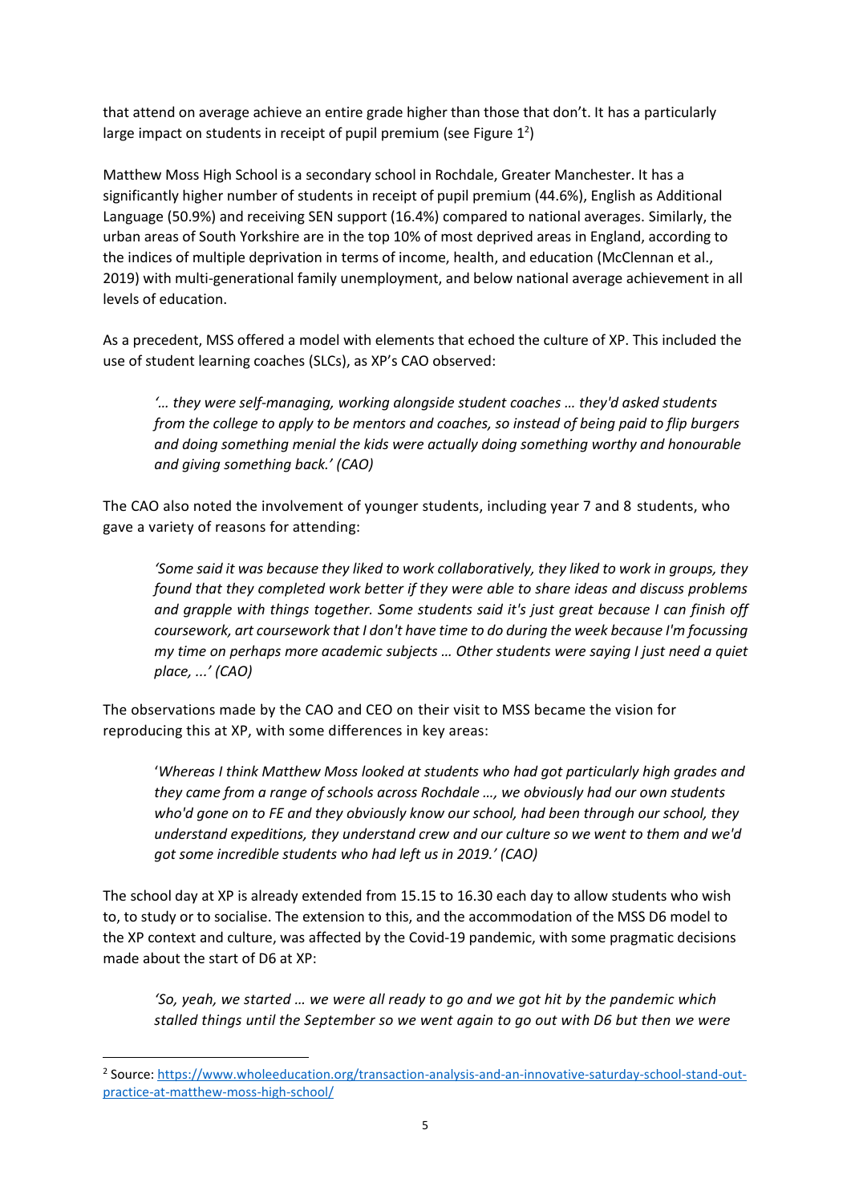that attend on average achieve an entire grade higher than those that don't. It has a particularly large impact on students in receipt of pupil premium (see Figure 1[2])

Matthew Moss High School is a secondary school in Rochdale, Greater Manchester. It has a significantly higher number of students in receipt of pupil premium (44.6%), English as Additional Language (50.9%) and receiving SEN support (16.4%) compared to national averages. Similarly, the urban areas of South Yorkshire are in the top 10% of most deprived areas in England, according to the indices of multiple deprivation in terms of income, health, and education (McClennan et al., 2019) with multi-generational family unemployment, and below national average achievement in all levels of education.

As a precedent, MSS offered a model with elements that echoed the culture of XP. This included the use of student learning coaches (SLCs), as XP's CAO observed:

> *'… they were self-managing, working alongside student coaches … they'd asked students from the college to apply to be mentors and coaches, so instead of being paid to flip burgers and doing something menial the kids were actually doing something worthy and honourable and giving something back.' (CAO)*

The CAO also noted the involvement of younger students, including year 7 and 8 students, who gave a variety of reasons for attending:

> *'Some said it was because they liked to work collaboratively, they liked to work in groups, they found that they completed work better if they were able to share ideas and discuss problems and grapple with things together. Some students said it's just great because I can finish off coursework, art coursework that I don't have time to do during the week because I'm focussing my time on perhaps more academic subjects … Other students were saying I just need a quiet place, ...' (CAO)*

The observations made by the CAO and CEO on their visit to MSS became the vision for reproducing this at XP, with some differences in key areas:

> '*Whereas I think Matthew Moss looked at students who had got particularly high grades and they came from a range of schools across Rochdale …, we obviously had our own students who'd gone on to FE and they obviously know our school, had been through our school, they understand expeditions, they understand crew and our culture so we went to them and we'd got some incredible students who had left us in 2019.' (CAO)*

The school day at XP is already extended from 15.15 to 16.30 each day to allow students who wish to, to study or to socialise. The extension to this, and the accommodation of the MSS D6 model to the XP context and culture, was affected by the Covid-19 pandemic, with some pragmatic decisions made about the start of D6 at XP:

> *'So, yeah, we started … we were all ready to go and we got hit by the pandemic which stalled things until the September so we went again to go out with D6 but then we were*

[2] Source: https://www.wholeeducation.org/transaction-analysis-and-an-innovative-saturday-school-stand-out-practice-at-matthew-moss-high-school/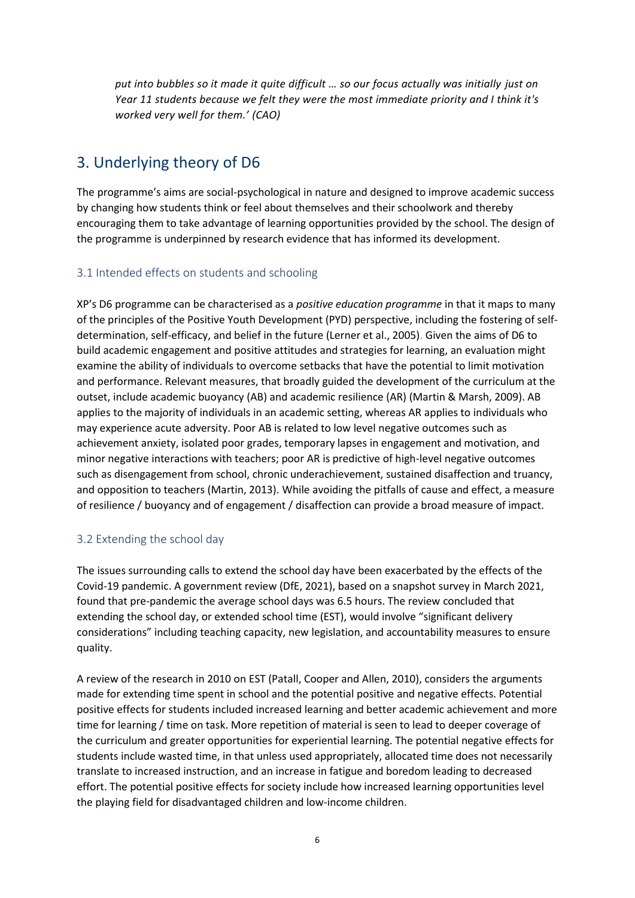*put into bubbles so it made it quite difficult … so our focus actually was initially just on Year 11 students because we felt they were the most immediate priority and I think it's worked very well for them.' (CAO)*

# 3. Underlying theory of D6

The programme's aims are social-psychological in nature and designed to improve academic success by changing how students think or feel about themselves and their schoolwork and thereby encouraging them to take advantage of learning opportunities provided by the school. The design of the programme is underpinned by research evidence that has informed its development.

## 3.1 Intended effects on students and schooling

XP's D6 programme can be characterised as a *positive education programme* in that it maps to many of the principles of the Positive Youth Development (PYD) perspective, including the fostering of self-determination, self-efficacy, and belief in the future (Lerner et al., 2005). Given the aims of D6 to build academic engagement and positive attitudes and strategies for learning, an evaluation might examine the ability of individuals to overcome setbacks that have the potential to limit motivation and performance. Relevant measures, that broadly guided the development of the curriculum at the outset, include academic buoyancy (AB) and academic resilience (AR) (Martin & Marsh, 2009). AB applies to the majority of individuals in an academic setting, whereas AR applies to individuals who may experience acute adversity. Poor AB is related to low level negative outcomes such as achievement anxiety, isolated poor grades, temporary lapses in engagement and motivation, and minor negative interactions with teachers; poor AR is predictive of high-level negative outcomes such as disengagement from school, chronic underachievement, sustained disaffection and truancy, and opposition to teachers (Martin, 2013). While avoiding the pitfalls of cause and effect, a measure of resilience / buoyancy and of engagement / disaffection can provide a broad measure of impact.

## 3.2 Extending the school day

The issues surrounding calls to extend the school day have been exacerbated by the effects of the Covid-19 pandemic. A government review (DfE, 2021), based on a snapshot survey in March 2021, found that pre-pandemic the average school days was 6.5 hours. The review concluded that extending the school day, or extended school time (EST), would involve "significant delivery considerations" including teaching capacity, new legislation, and accountability measures to ensure quality.

A review of the research in 2010 on EST (Patall, Cooper and Allen, 2010), considers the arguments made for extending time spent in school and the potential positive and negative effects. Potential positive effects for students included increased learning and better academic achievement and more time for learning / time on task. More repetition of material is seen to lead to deeper coverage of the curriculum and greater opportunities for experiential learning. The potential negative effects for students include wasted time, in that unless used appropriately, allocated time does not necessarily translate to increased instruction, and an increase in fatigue and boredom leading to decreased effort. The potential positive effects for society include how increased learning opportunities level the playing field for disadvantaged children and low-income children.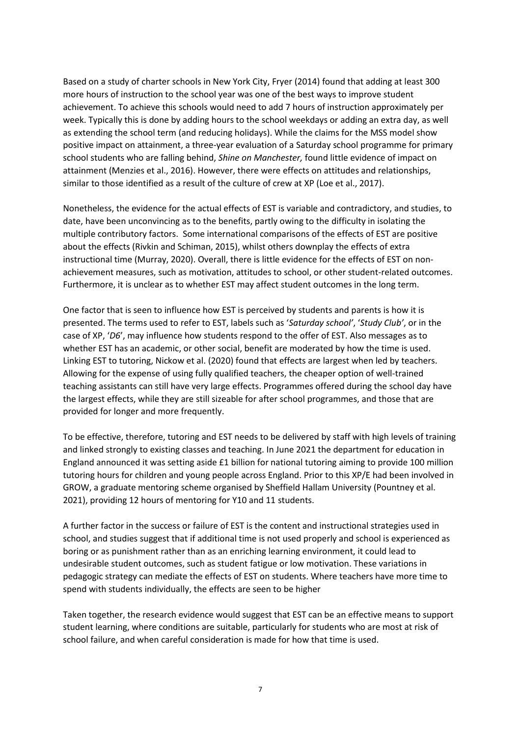Based on a study of charter schools in New York City, Fryer (2014) found that adding at least 300 more hours of instruction to the school year was one of the best ways to improve student achievement. To achieve this schools would need to add 7 hours of instruction approximately per week. Typically this is done by adding hours to the school weekdays or adding an extra day, as well as extending the school term (and reducing holidays). While the claims for the MSS model show positive impact on attainment, a three-year evaluation of a Saturday school programme for primary school students who are falling behind, *Shine on Manchester,* found little evidence of impact on attainment (Menzies et al., 2016). However, there were effects on attitudes and relationships, similar to those identified as a result of the culture of crew at XP (Loe et al., 2017).

Nonetheless, the evidence for the actual effects of EST is variable and contradictory, and studies, to date, have been unconvincing as to the benefits, partly owing to the difficulty in isolating the multiple contributory factors. Some international comparisons of the effects of EST are positive about the effects (Rivkin and Schiman, 2015), whilst others downplay the effects of extra instructional time (Murray, 2020). Overall, there is little evidence for the effects of EST on non-achievement measures, such as motivation, attitudes to school, or other student-related outcomes. Furthermore, it is unclear as to whether EST may affect student outcomes in the long term.

One factor that is seen to influence how EST is perceived by students and parents is how it is presented. The terms used to refer to EST, labels such as '*Saturday school*', '*Study Club*', or in the case of XP, '*D6*', may influence how students respond to the offer of EST. Also messages as to whether EST has an academic, or other social, benefit are moderated by how the time is used. Linking EST to tutoring, Nickow et al. (2020) found that effects are largest when led by teachers. Allowing for the expense of using fully qualified teachers, the cheaper option of well-trained teaching assistants can still have very large effects. Programmes offered during the school day have the largest effects, while they are still sizeable for after school programmes, and those that are provided for longer and more frequently.

To be effective, therefore, tutoring and EST needs to be delivered by staff with high levels of training and linked strongly to existing classes and teaching. In June 2021 the department for education in England announced it was setting aside £1 billion for national tutoring aiming to provide 100 million tutoring hours for children and young people across England. Prior to this XP/E had been involved in GROW, a graduate mentoring scheme organised by Sheffield Hallam University (Pountney et al. 2021), providing 12 hours of mentoring for Y10 and 11 students.

A further factor in the success or failure of EST is the content and instructional strategies used in school, and studies suggest that if additional time is not used properly and school is experienced as boring or as punishment rather than as an enriching learning environment, it could lead to undesirable student outcomes, such as student fatigue or low motivation. These variations in pedagogic strategy can mediate the effects of EST on students. Where teachers have more time to spend with students individually, the effects are seen to be higher

Taken together, the research evidence would suggest that EST can be an effective means to support student learning, where conditions are suitable, particularly for students who are most at risk of school failure, and when careful consideration is made for how that time is used.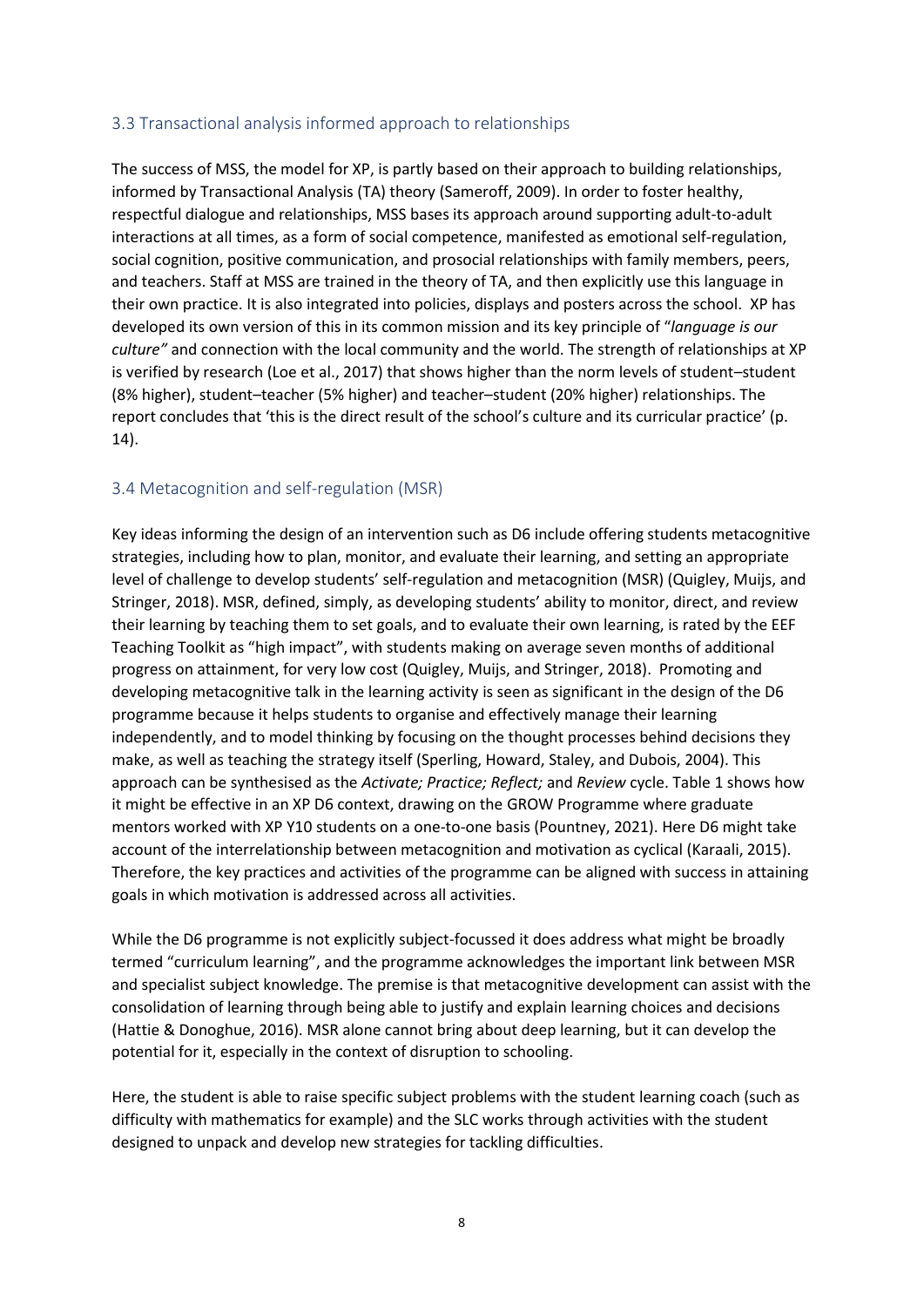## 3.3 Transactional analysis informed approach to relationships

The success of MSS, the model for XP, is partly based on their approach to building relationships, informed by Transactional Analysis (TA) theory (Sameroff, 2009). In order to foster healthy, respectful dialogue and relationships, MSS bases its approach around supporting adult-to-adult interactions at all times, as a form of social competence, manifested as emotional self-regulation, social cognition, positive communication, and prosocial relationships with family members, peers, and teachers. Staff at MSS are trained in the theory of TA, and then explicitly use this language in their own practice. It is also integrated into policies, displays and posters across the school. XP has developed its own version of this in its common mission and its key principle of "*language is our culture"* and connection with the local community and the world. The strength of relationships at XP is verified by research (Loe et al., 2017) that shows higher than the norm levels of student–student (8% higher), student–teacher (5% higher) and teacher–student (20% higher) relationships. The report concludes that 'this is the direct result of the school's culture and its curricular practice' (p. 14).

## 3.4 Metacognition and self-regulation (MSR)

Key ideas informing the design of an intervention such as D6 include offering students metacognitive strategies, including how to plan, monitor, and evaluate their learning, and setting an appropriate level of challenge to develop students' self-regulation and metacognition (MSR) (Quigley, Muijs, and Stringer, 2018). MSR, defined, simply, as developing students' ability to monitor, direct, and review their learning by teaching them to set goals, and to evaluate their own learning, is rated by the EEF Teaching Toolkit as "high impact", with students making on average seven months of additional progress on attainment, for very low cost (Quigley, Muijs, and Stringer, 2018). Promoting and developing metacognitive talk in the learning activity is seen as significant in the design of the D6 programme because it helps students to organise and effectively manage their learning independently, and to model thinking by focusing on the thought processes behind decisions they make, as well as teaching the strategy itself (Sperling, Howard, Staley, and Dubois, 2004). This approach can be synthesised as the *Activate; Practice; Reflect;* and *Review* cycle. Table 1 shows how it might be effective in an XP D6 context, drawing on the GROW Programme where graduate mentors worked with XP Y10 students on a one-to-one basis (Pountney, 2021). Here D6 might take account of the interrelationship between metacognition and motivation as cyclical (Karaali, 2015). Therefore, the key practices and activities of the programme can be aligned with success in attaining goals in which motivation is addressed across all activities.

While the D6 programme is not explicitly subject-focussed it does address what might be broadly termed "curriculum learning", and the programme acknowledges the important link between MSR and specialist subject knowledge. The premise is that metacognitive development can assist with the consolidation of learning through being able to justify and explain learning choices and decisions (Hattie & Donoghue, 2016). MSR alone cannot bring about deep learning, but it can develop the potential for it, especially in the context of disruption to schooling.

Here, the student is able to raise specific subject problems with the student learning coach (such as difficulty with mathematics for example) and the SLC works through activities with the student designed to unpack and develop new strategies for tackling difficulties.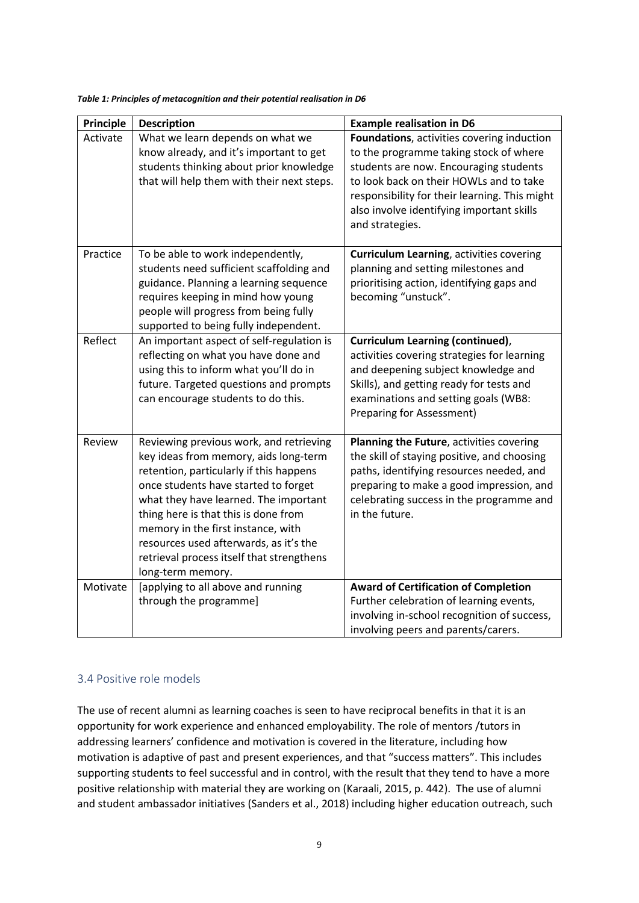***Table 1: Principles of metacognition and their potential realisation in D6***

| **Principle** | **Description** | **Example realisation in D6** |
| --- | --- | --- |
| Activate | What we learn depends on what we know already, and it's important to get students thinking about prior knowledge that will help them with their next steps. | **Foundations**, activities covering induction to the programme taking stock of where students are now. Encouraging students to look back on their HOWLs and to take responsibility for their learning. This might also involve identifying important skills and strategies. |
| Practice | To be able to work independently, students need sufficient scaffolding and guidance. Planning a learning sequence requires keeping in mind how young people will progress from being fully supported to being fully independent. | **Curriculum Learning**, activities covering planning and setting milestones and prioritising action, identifying gaps and becoming "unstuck". |
| Reflect | An important aspect of self-regulation is reflecting on what you have done and using this to inform what you'll do in future. Targeted questions and prompts can encourage students to do this. | **Curriculum Learning (continued)**, activities covering strategies for learning and deepening subject knowledge and Skills), and getting ready for tests and examinations and setting goals (WB8: Preparing for Assessment) |
| Review | Reviewing previous work, and retrieving key ideas from memory, aids long-term retention, particularly if this happens once students have started to forget what they have learned. The important thing here is that this is done from memory in the first instance, with resources used afterwards, as it's the retrieval process itself that strengthens long-term memory. | **Planning the Future**, activities covering the skill of staying positive, and choosing paths, identifying resources needed, and preparing to make a good impression, and celebrating success in the programme and in the future. |
| Motivate | [applying to all above and running through the programme] | **Award of Certification of Completion** Further celebration of learning events, involving in-school recognition of success, involving peers and parents/carers. |

### 3.4 Positive role models

The use of recent alumni as learning coaches is seen to have reciprocal benefits in that it is an opportunity for work experience and enhanced employability. The role of mentors /tutors in addressing learners' confidence and motivation is covered in the literature, including how motivation is adaptive of past and present experiences, and that "success matters". This includes supporting students to feel successful and in control, with the result that they tend to have a more positive relationship with material they are working on (Karaali, 2015, p. 442). The use of alumni and student ambassador initiatives (Sanders et al., 2018) including higher education outreach, such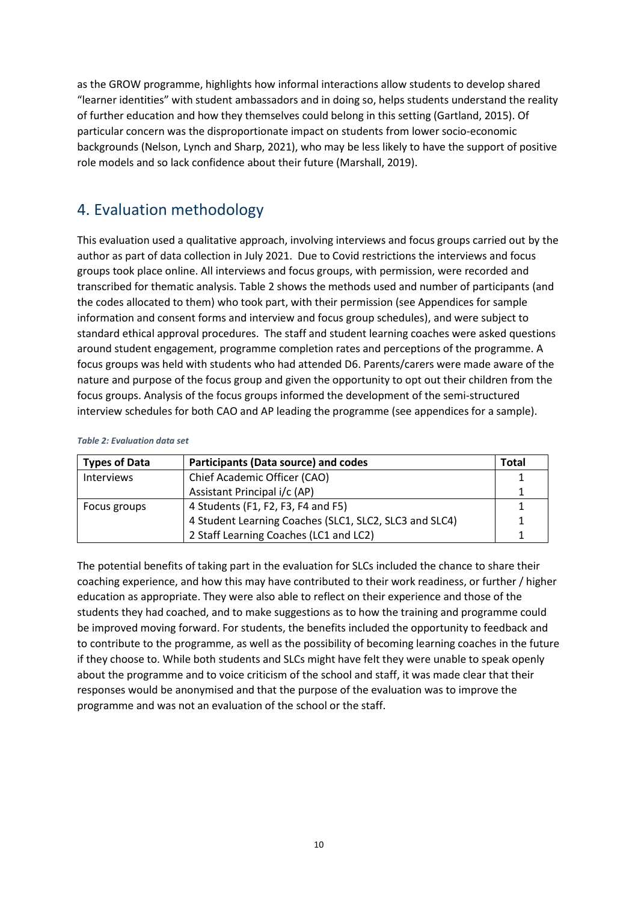as the GROW programme, highlights how informal interactions allow students to develop shared "learner identities" with student ambassadors and in doing so, helps students understand the reality of further education and how they themselves could belong in this setting (Gartland, 2015). Of particular concern was the disproportionate impact on students from lower socio-economic backgrounds (Nelson, Lynch and Sharp, 2021), who may be less likely to have the support of positive role models and so lack confidence about their future (Marshall, 2019).

# 4. Evaluation methodology

This evaluation used a qualitative approach, involving interviews and focus groups carried out by the author as part of data collection in July 2021. Due to Covid restrictions the interviews and focus groups took place online. All interviews and focus groups, with permission, were recorded and transcribed for thematic analysis. Table 2 shows the methods used and number of participants (and the codes allocated to them) who took part, with their permission (see Appendices for sample information and consent forms and interview and focus group schedules), and were subject to standard ethical approval procedures. The staff and student learning coaches were asked questions around student engagement, programme completion rates and perceptions of the programme. A focus groups was held with students who had attended D6. Parents/carers were made aware of the nature and purpose of the focus group and given the opportunity to opt out their children from the focus groups. Analysis of the focus groups informed the development of the semi-structured interview schedules for both CAO and AP leading the programme (see appendices for a sample).

***Table 2: Evaluation data set***

| Types of Data | Participants (Data source) and codes | Total |
| --- | --- | --- |
| Interviews | Chief Academic Officer (CAO) | 1 |
| | Assistant Principal i/c (AP) | 1 |
| Focus groups | 4 Students (F1, F2, F3, F4 and F5) | 1 |
| | 4 Student Learning Coaches (SLC1, SLC2, SLC3 and SLC4) | 1 |
| | 2 Staff Learning Coaches (LC1 and LC2) | 1 |

The potential benefits of taking part in the evaluation for SLCs included the chance to share their coaching experience, and how this may have contributed to their work readiness, or further / higher education as appropriate. They were also able to reflect on their experience and those of the students they had coached, and to make suggestions as to how the training and programme could be improved moving forward. For students, the benefits included the opportunity to feedback and to contribute to the programme, as well as the possibility of becoming learning coaches in the future if they choose to. While both students and SLCs might have felt they were unable to speak openly about the programme and to voice criticism of the school and staff, it was made clear that their responses would be anonymised and that the purpose of the evaluation was to improve the programme and was not an evaluation of the school or the staff.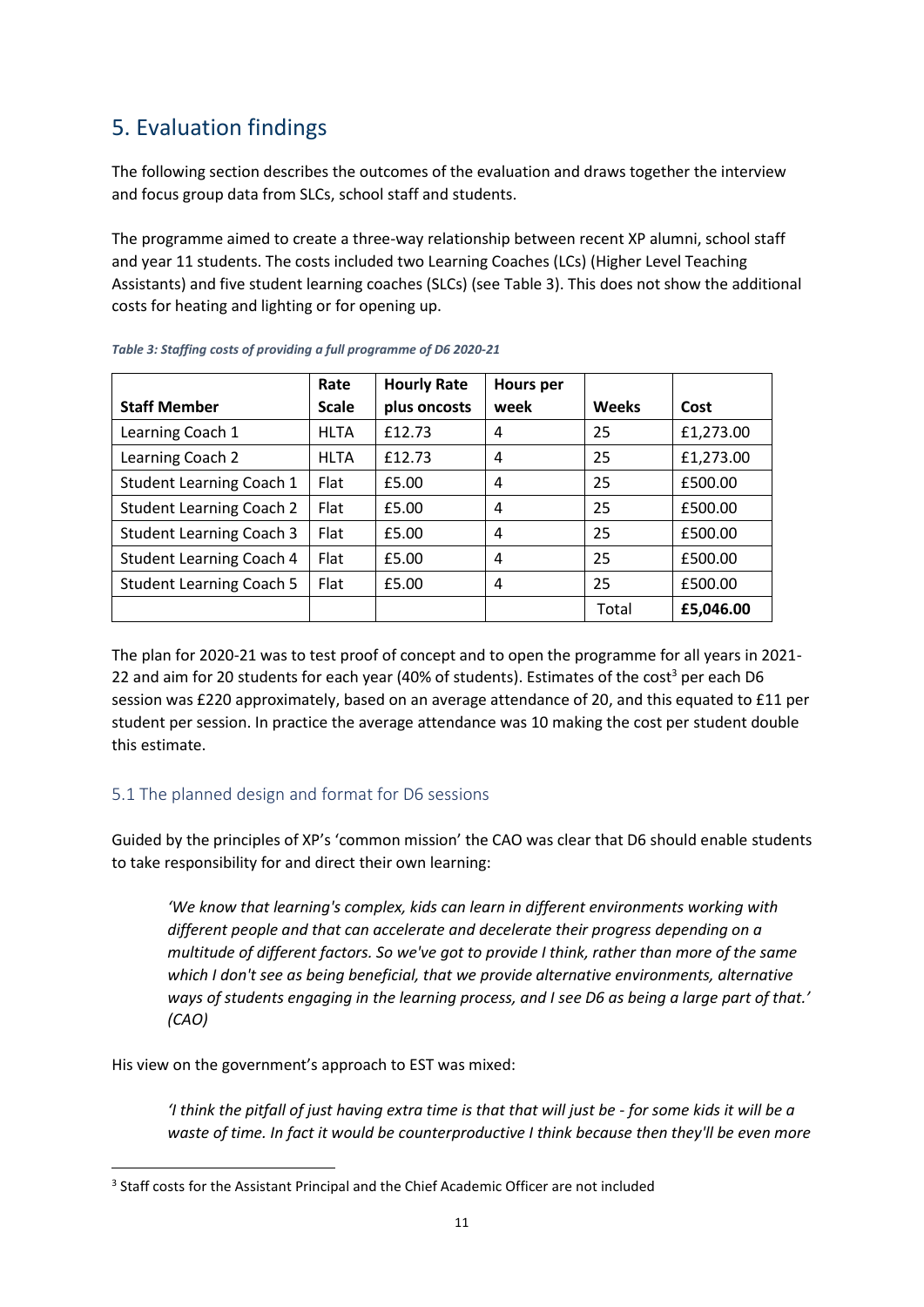# 5. Evaluation findings

The following section describes the outcomes of the evaluation and draws together the interview and focus group data from SLCs, school staff and students.

The programme aimed to create a three-way relationship between recent XP alumni, school staff and year 11 students. The costs included two Learning Coaches (LCs) (Higher Level Teaching Assistants) and five student learning coaches (SLCs) (see Table 3). This does not show the additional costs for heating and lighting or for opening up.

*Table 3: Staffing costs of providing a full programme of D6 2020-21*

| Staff Member | Rate Scale | Hourly Rate plus oncosts | Hours per week | Weeks | Cost |
|---|---|---|---|---|---|
| Learning Coach 1 | HLTA | £12.73 | 4 | 25 | £1,273.00 |
| Learning Coach 2 | HLTA | £12.73 | 4 | 25 | £1,273.00 |
| Student Learning Coach 1 | Flat | £5.00 | 4 | 25 | £500.00 |
| Student Learning Coach 2 | Flat | £5.00 | 4 | 25 | £500.00 |
| Student Learning Coach 3 | Flat | £5.00 | 4 | 25 | £500.00 |
| Student Learning Coach 4 | Flat | £5.00 | 4 | 25 | £500.00 |
| Student Learning Coach 5 | Flat | £5.00 | 4 | 25 | £500.00 |
| | | | | Total | **£5,046.00** |

The plan for 2020-21 was to test proof of concept and to open the programme for all years in 2021-22 and aim for 20 students for each year (40% of students). Estimates of the cost[3] per each D6 session was £220 approximately, based on an average attendance of 20, and this equated to £11 per student per session. In practice the average attendance was 10 making the cost per student double this estimate.

## 5.1 The planned design and format for D6 sessions

Guided by the principles of XP's 'common mission' the CAO was clear that D6 should enable students to take responsibility for and direct their own learning:

> *'We know that learning's complex, kids can learn in different environments working with different people and that can accelerate and decelerate their progress depending on a multitude of different factors. So we've got to provide I think, rather than more of the same which I don't see as being beneficial, that we provide alternative environments, alternative ways of students engaging in the learning process, and I see D6 as being a large part of that.' (CAO)*

His view on the government's approach to EST was mixed:

> *'I think the pitfall of just having extra time is that that will just be - for some kids it will be a waste of time. In fact it would be counterproductive I think because then they'll be even more*

[3] Staff costs for the Assistant Principal and the Chief Academic Officer are not included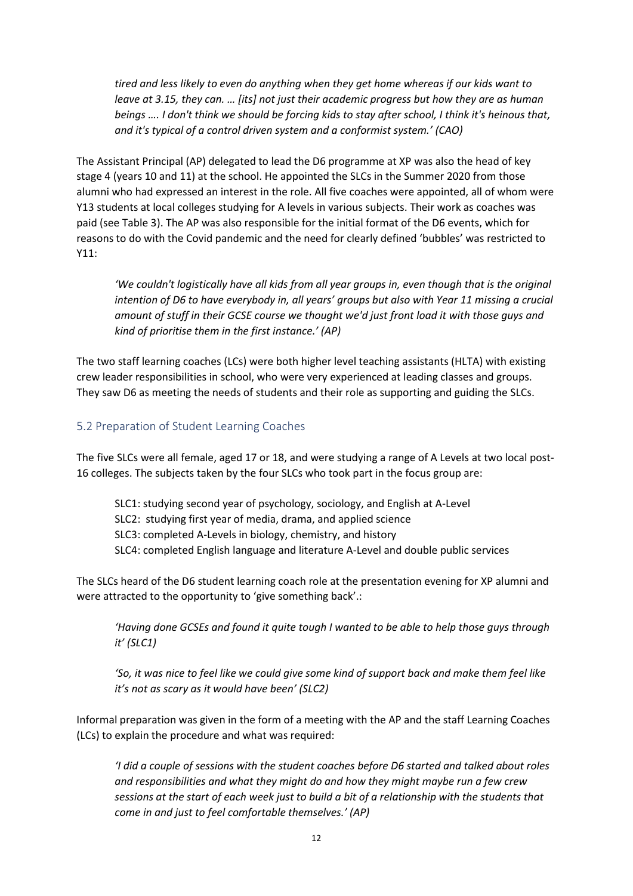*tired and less likely to even do anything when they get home whereas if our kids want to leave at 3.15, they can. … [its] not just their academic progress but how they are as human beings …. I don't think we should be forcing kids to stay after school, I think it's heinous that, and it's typical of a control driven system and a conformist system.' (CAO)*

The Assistant Principal (AP) delegated to lead the D6 programme at XP was also the head of key stage 4 (years 10 and 11) at the school. He appointed the SLCs in the Summer 2020 from those alumni who had expressed an interest in the role. All five coaches were appointed, all of whom were Y13 students at local colleges studying for A levels in various subjects. Their work as coaches was paid (see Table 3). The AP was also responsible for the initial format of the D6 events, which for reasons to do with the Covid pandemic and the need for clearly defined 'bubbles' was restricted to Y11:

> *'We couldn't logistically have all kids from all year groups in, even though that is the original intention of D6 to have everybody in, all years' groups but also with Year 11 missing a crucial amount of stuff in their GCSE course we thought we'd just front load it with those guys and kind of prioritise them in the first instance.' (AP)*

The two staff learning coaches (LCs) were both higher level teaching assistants (HLTA) with existing crew leader responsibilities in school, who were very experienced at leading classes and groups. They saw D6 as meeting the needs of students and their role as supporting and guiding the SLCs.

## 5.2 Preparation of Student Learning Coaches

The five SLCs were all female, aged 17 or 18, and were studying a range of A Levels at two local post-16 colleges. The subjects taken by the four SLCs who took part in the focus group are:

> SLC1: studying second year of psychology, sociology, and English at A-Level
> SLC2: studying first year of media, drama, and applied science
> SLC3: completed A-Levels in biology, chemistry, and history
> SLC4: completed English language and literature A-Level and double public services

The SLCs heard of the D6 student learning coach role at the presentation evening for XP alumni and were attracted to the opportunity to 'give something back'.:

> *'Having done GCSEs and found it quite tough I wanted to be able to help those guys through it' (SLC1)*

> *'So, it was nice to feel like we could give some kind of support back and make them feel like it's not as scary as it would have been' (SLC2)*

Informal preparation was given in the form of a meeting with the AP and the staff Learning Coaches (LCs) to explain the procedure and what was required:

> *'I did a couple of sessions with the student coaches before D6 started and talked about roles and responsibilities and what they might do and how they might maybe run a few crew sessions at the start of each week just to build a bit of a relationship with the students that come in and just to feel comfortable themselves.' (AP)*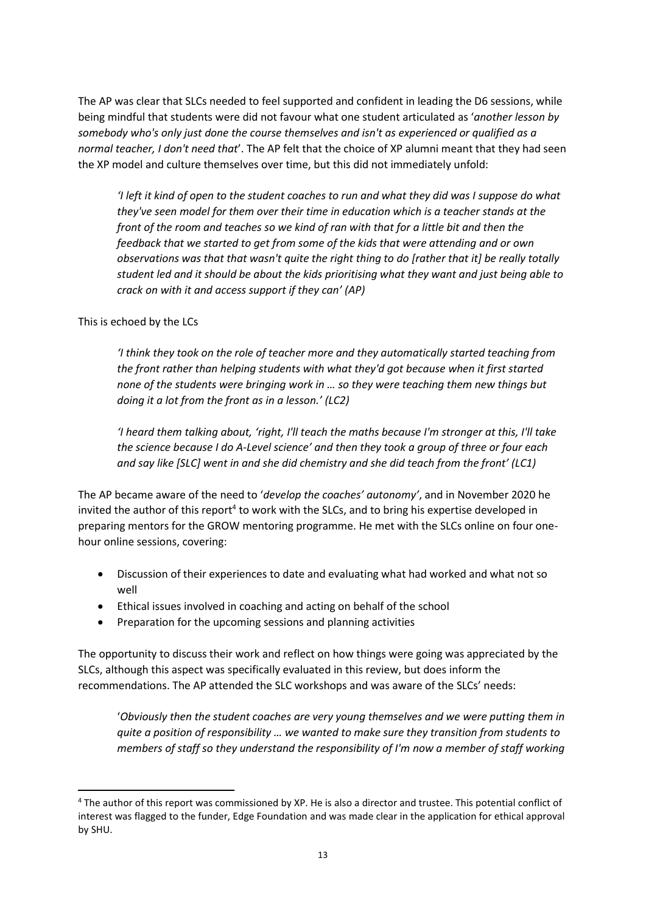The AP was clear that SLCs needed to feel supported and confident in leading the D6 sessions, while being mindful that students were did not favour what one student articulated as '*another lesson by somebody who's only just done the course themselves and isn't as experienced or qualified as a normal teacher, I don't need that*'. The AP felt that the choice of XP alumni meant that they had seen the XP model and culture themselves over time, but this did not immediately unfold:

> *'I left it kind of open to the student coaches to run and what they did was I suppose do what they've seen model for them over their time in education which is a teacher stands at the front of the room and teaches so we kind of ran with that for a little bit and then the feedback that we started to get from some of the kids that were attending and or own observations was that that wasn't quite the right thing to do [rather that it] be really totally student led and it should be about the kids prioritising what they want and just being able to crack on with it and access support if they can' (AP)*

This is echoed by the LCs

> *'I think they took on the role of teacher more and they automatically started teaching from the front rather than helping students with what they'd got because when it first started none of the students were bringing work in … so they were teaching them new things but doing it a lot from the front as in a lesson.' (LC2)*

> *'I heard them talking about, 'right, I'll teach the maths because I'm stronger at this, I'll take the science because I do A-Level science' and then they took a group of three or four each and say like [SLC] went in and she did chemistry and she did teach from the front' (LC1)*

The AP became aware of the need to '*develop the coaches' autonomy'*, and in November 2020 he invited the author of this report[4] to work with the SLCs, and to bring his expertise developed in preparing mentors for the GROW mentoring programme. He met with the SLCs online on four one-hour online sessions, covering:

- Discussion of their experiences to date and evaluating what had worked and what not so well
- Ethical issues involved in coaching and acting on behalf of the school
- Preparation for the upcoming sessions and planning activities

The opportunity to discuss their work and reflect on how things were going was appreciated by the SLCs, although this aspect was specifically evaluated in this review, but does inform the recommendations. The AP attended the SLC workshops and was aware of the SLCs' needs:

> '*Obviously then the student coaches are very young themselves and we were putting them in quite a position of responsibility … we wanted to make sure they transition from students to members of staff so they understand the responsibility of I'm now a member of staff working*

---

[4] The author of this report was commissioned by XP. He is also a director and trustee. This potential conflict of interest was flagged to the funder, Edge Foundation and was made clear in the application for ethical approval by SHU.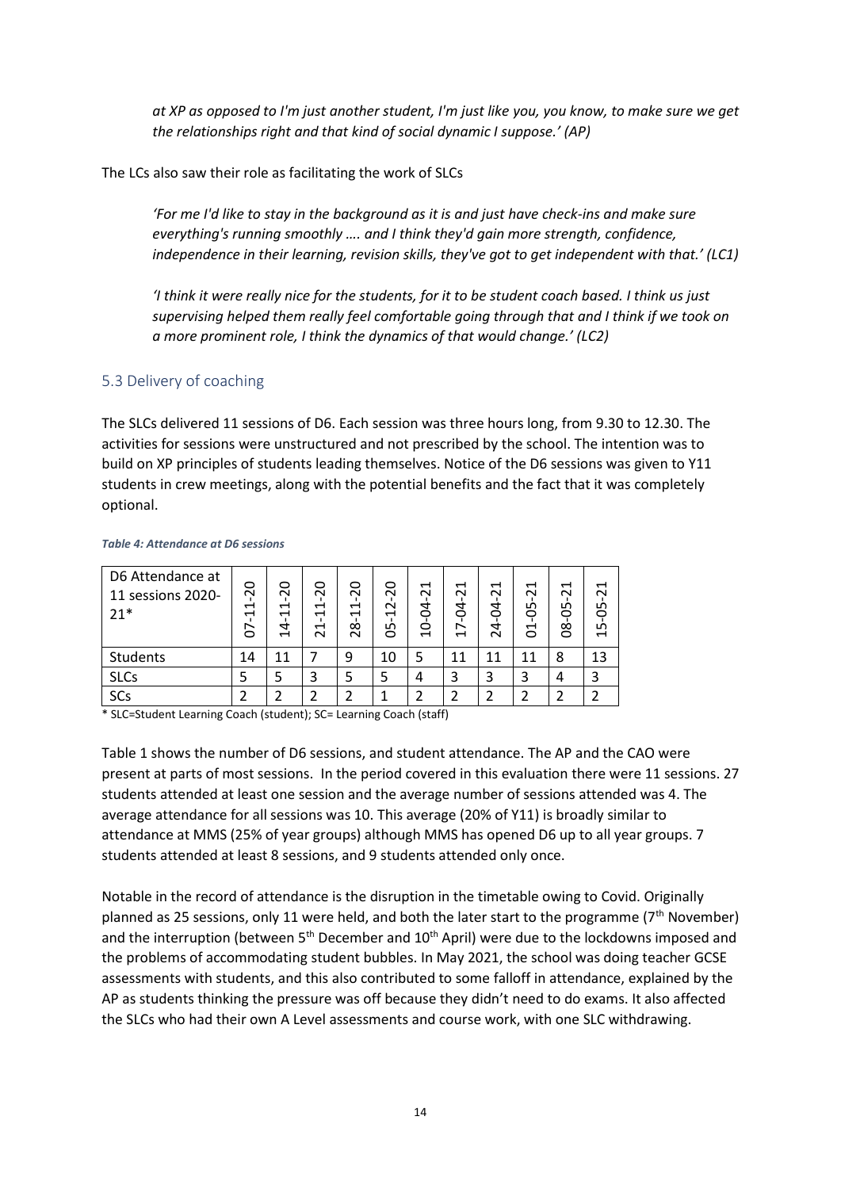*at XP as opposed to I'm just another student, I'm just like you, you know, to make sure we get the relationships right and that kind of social dynamic I suppose.' (AP)*

The LCs also saw their role as facilitating the work of SLCs

*'For me I'd like to stay in the background as it is and just have check-ins and make sure everything's running smoothly …. and I think they'd gain more strength, confidence, independence in their learning, revision skills, they've got to get independent with that.' (LC1)*

*'I think it were really nice for the students, for it to be student coach based. I think us just supervising helped them really feel comfortable going through that and I think if we took on a more prominent role, I think the dynamics of that would change.' (LC2)*

## 5.3 Delivery of coaching

The SLCs delivered 11 sessions of D6. Each session was three hours long, from 9.30 to 12.30. The activities for sessions were unstructured and not prescribed by the school. The intention was to build on XP principles of students leading themselves. Notice of the D6 sessions was given to Y11 students in crew meetings, along with the potential benefits and the fact that it was completely optional.

***Table 4: Attendance at D6 sessions***

| D6 Attendance at 11 sessions 2020-21* | 07-11-20 | 14-11-20 | 21-11-20 | 28-11-20 | 05-12-20 | 10-04-21 | 17-04-21 | 24-04-21 | 01-05-21 | 08-05-21 | 15-05-21 |
|---|---|---|---|---|---|---|---|---|---|---|---|
| Students | 14 | 11 | 7 | 9 | 10 | 5 | 11 | 11 | 11 | 8 | 13 |
| SLCs | 5 | 5 | 3 | 5 | 5 | 4 | 3 | 3 | 3 | 4 | 3 |
| SCs | 2 | 2 | 2 | 2 | 1 | 2 | 2 | 2 | 2 | 2 | 2 |

\* SLC=Student Learning Coach (student); SC= Learning Coach (staff)

Table 1 shows the number of D6 sessions, and student attendance. The AP and the CAO were present at parts of most sessions. In the period covered in this evaluation there were 11 sessions. 27 students attended at least one session and the average number of sessions attended was 4. The average attendance for all sessions was 10. This average (20% of Y11) is broadly similar to attendance at MMS (25% of year groups) although MMS has opened D6 up to all year groups. 7 students attended at least 8 sessions, and 9 students attended only once.

Notable in the record of attendance is the disruption in the timetable owing to Covid. Originally planned as 25 sessions, only 11 were held, and both the later start to the programme (7th November) and the interruption (between 5th December and 10th April) were due to the lockdowns imposed and the problems of accommodating student bubbles. In May 2021, the school was doing teacher GCSE assessments with students, and this also contributed to some falloff in attendance, explained by the AP as students thinking the pressure was off because they didn't need to do exams. It also affected the SLCs who had their own A Level assessments and course work, with one SLC withdrawing.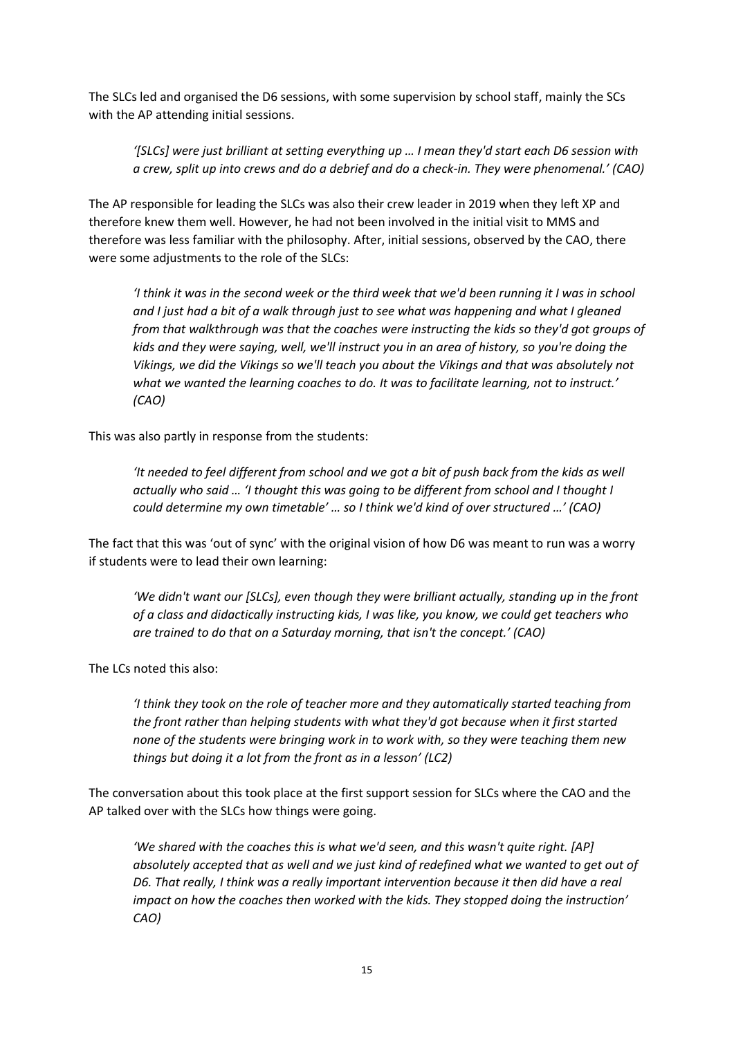The SLCs led and organised the D6 sessions, with some supervision by school staff, mainly the SCs with the AP attending initial sessions.

> *'[SLCs] were just brilliant at setting everything up … I mean they'd start each D6 session with a crew, split up into crews and do a debrief and do a check-in. They were phenomenal.' (CAO)*

The AP responsible for leading the SLCs was also their crew leader in 2019 when they left XP and therefore knew them well. However, he had not been involved in the initial visit to MMS and therefore was less familiar with the philosophy. After, initial sessions, observed by the CAO, there were some adjustments to the role of the SLCs:

> *'I think it was in the second week or the third week that we'd been running it I was in school and I just had a bit of a walk through just to see what was happening and what I gleaned from that walkthrough was that the coaches were instructing the kids so they'd got groups of kids and they were saying, well, we'll instruct you in an area of history, so you're doing the Vikings, we did the Vikings so we'll teach you about the Vikings and that was absolutely not what we wanted the learning coaches to do. It was to facilitate learning, not to instruct.' (CAO)*

This was also partly in response from the students:

> *'It needed to feel different from school and we got a bit of push back from the kids as well actually who said … 'I thought this was going to be different from school and I thought I could determine my own timetable' … so I think we'd kind of over structured …' (CAO)*

The fact that this was 'out of sync' with the original vision of how D6 was meant to run was a worry if students were to lead their own learning:

> *'We didn't want our [SLCs], even though they were brilliant actually, standing up in the front of a class and didactically instructing kids, I was like, you know, we could get teachers who are trained to do that on a Saturday morning, that isn't the concept.' (CAO)*

The LCs noted this also:

> *'I think they took on the role of teacher more and they automatically started teaching from the front rather than helping students with what they'd got because when it first started none of the students were bringing work in to work with, so they were teaching them new things but doing it a lot from the front as in a lesson' (LC2)*

The conversation about this took place at the first support session for SLCs where the CAO and the AP talked over with the SLCs how things were going.

> *'We shared with the coaches this is what we'd seen, and this wasn't quite right. [AP] absolutely accepted that as well and we just kind of redefined what we wanted to get out of D6. That really, I think was a really important intervention because it then did have a real impact on how the coaches then worked with the kids. They stopped doing the instruction' CAO)*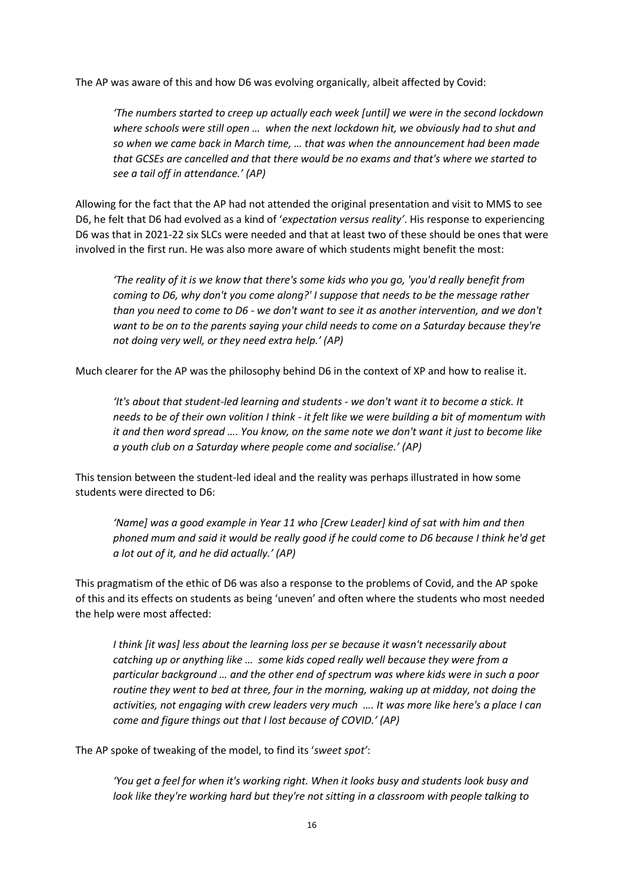The AP was aware of this and how D6 was evolving organically, albeit affected by Covid:

> *'The numbers started to creep up actually each week [until] we were in the second lockdown where schools were still open … when the next lockdown hit, we obviously had to shut and so when we came back in March time, … that was when the announcement had been made that GCSEs are cancelled and that there would be no exams and that's where we started to see a tail off in attendance.' (AP)*

Allowing for the fact that the AP had not attended the original presentation and visit to MMS to see D6, he felt that D6 had evolved as a kind of '*expectation versus reality'*. His response to experiencing D6 was that in 2021-22 six SLCs were needed and that at least two of these should be ones that were involved in the first run. He was also more aware of which students might benefit the most:

> *'The reality of it is we know that there's some kids who you go, 'you'd really benefit from coming to D6, why don't you come along?' I suppose that needs to be the message rather than you need to come to D6 - we don't want to see it as another intervention, and we don't want to be on to the parents saying your child needs to come on a Saturday because they're not doing very well, or they need extra help.' (AP)*

Much clearer for the AP was the philosophy behind D6 in the context of XP and how to realise it.

> *'It's about that student-led learning and students - we don't want it to become a stick. It needs to be of their own volition I think - it felt like we were building a bit of momentum with it and then word spread …. You know, on the same note we don't want it just to become like a youth club on a Saturday where people come and socialise.' (AP)*

This tension between the student-led ideal and the reality was perhaps illustrated in how some students were directed to D6:

> *'Name] was a good example in Year 11 who [Crew Leader] kind of sat with him and then phoned mum and said it would be really good if he could come to D6 because I think he'd get a lot out of it, and he did actually.' (AP)*

This pragmatism of the ethic of D6 was also a response to the problems of Covid, and the AP spoke of this and its effects on students as being 'uneven' and often where the students who most needed the help were most affected:

> *I think [it was] less about the learning loss per se because it wasn't necessarily about catching up or anything like … some kids coped really well because they were from a particular background … and the other end of spectrum was where kids were in such a poor routine they went to bed at three, four in the morning, waking up at midday, not doing the activities, not engaging with crew leaders very much …. It was more like here's a place I can come and figure things out that I lost because of COVID.' (AP)*

The AP spoke of tweaking of the model, to find its '*sweet spot'*:

> *'You get a feel for when it's working right. When it looks busy and students look busy and look like they're working hard but they're not sitting in a classroom with people talking to*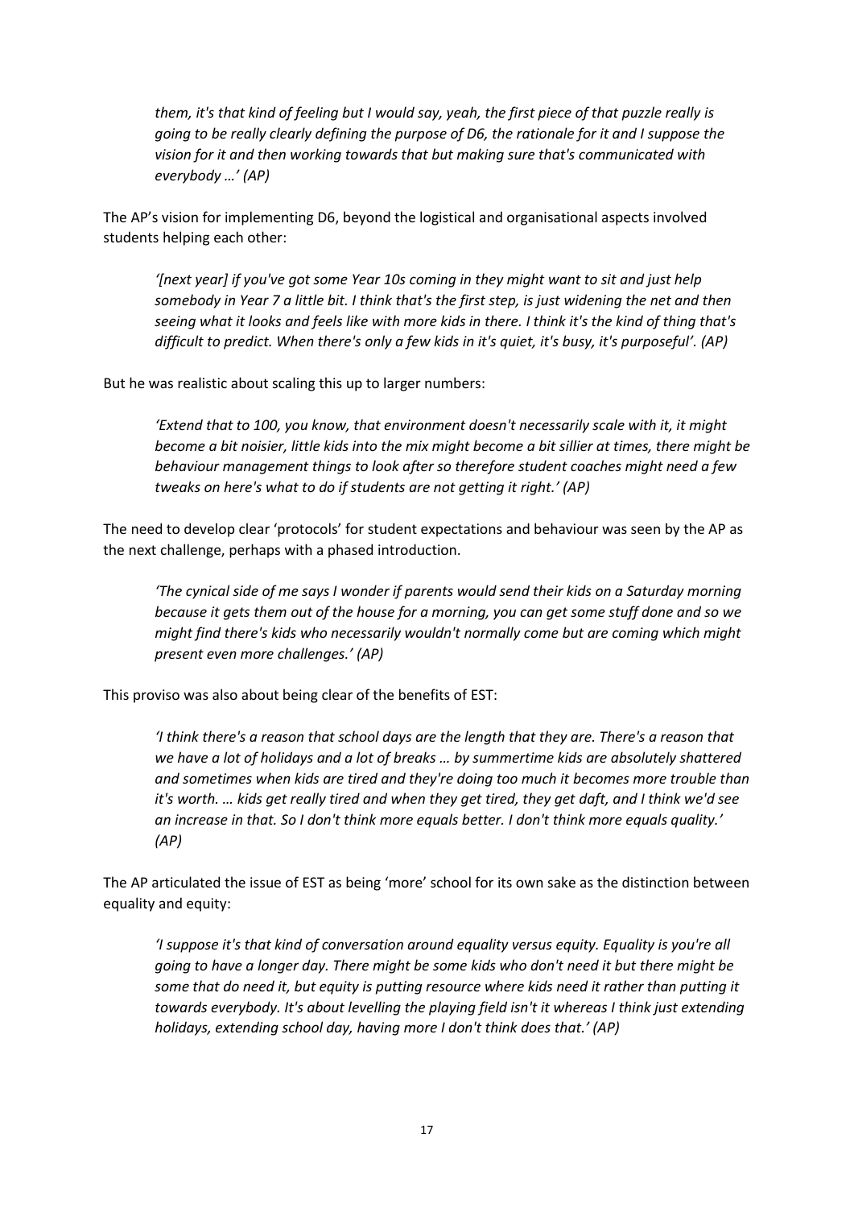*them, it's that kind of feeling but I would say, yeah, the first piece of that puzzle really is going to be really clearly defining the purpose of D6, the rationale for it and I suppose the vision for it and then working towards that but making sure that's communicated with everybody …' (AP)*

The AP's vision for implementing D6, beyond the logistical and organisational aspects involved students helping each other:

> *'[next year] if you've got some Year 10s coming in they might want to sit and just help somebody in Year 7 a little bit. I think that's the first step, is just widening the net and then seeing what it looks and feels like with more kids in there. I think it's the kind of thing that's difficult to predict. When there's only a few kids in it's quiet, it's busy, it's purposeful'. (AP)*

But he was realistic about scaling this up to larger numbers:

> *'Extend that to 100, you know, that environment doesn't necessarily scale with it, it might become a bit noisier, little kids into the mix might become a bit sillier at times, there might be behaviour management things to look after so therefore student coaches might need a few tweaks on here's what to do if students are not getting it right.' (AP)*

The need to develop clear 'protocols' for student expectations and behaviour was seen by the AP as the next challenge, perhaps with a phased introduction.

> *'The cynical side of me says I wonder if parents would send their kids on a Saturday morning because it gets them out of the house for a morning, you can get some stuff done and so we might find there's kids who necessarily wouldn't normally come but are coming which might present even more challenges.' (AP)*

This proviso was also about being clear of the benefits of EST:

> *'I think there's a reason that school days are the length that they are. There's a reason that we have a lot of holidays and a lot of breaks … by summertime kids are absolutely shattered and sometimes when kids are tired and they're doing too much it becomes more trouble than it's worth. … kids get really tired and when they get tired, they get daft, and I think we'd see an increase in that. So I don't think more equals better. I don't think more equals quality.' (AP)*

The AP articulated the issue of EST as being 'more' school for its own sake as the distinction between equality and equity:

> *'I suppose it's that kind of conversation around equality versus equity. Equality is you're all going to have a longer day. There might be some kids who don't need it but there might be some that do need it, but equity is putting resource where kids need it rather than putting it towards everybody. It's about levelling the playing field isn't it whereas I think just extending holidays, extending school day, having more I don't think does that.' (AP)*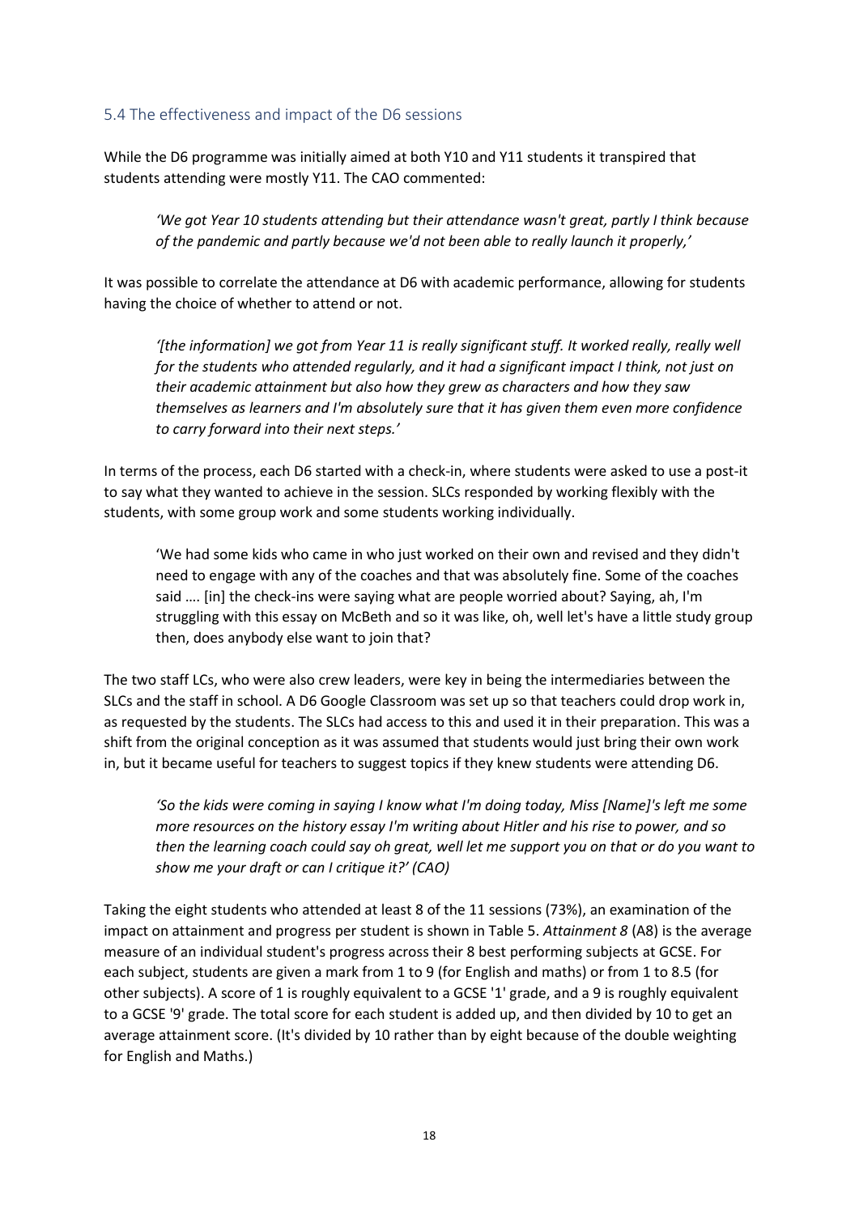## 5.4 The effectiveness and impact of the D6 sessions

While the D6 programme was initially aimed at both Y10 and Y11 students it transpired that students attending were mostly Y11. The CAO commented:

> *'We got Year 10 students attending but their attendance wasn't great, partly I think because of the pandemic and partly because we'd not been able to really launch it properly,'*

It was possible to correlate the attendance at D6 with academic performance, allowing for students having the choice of whether to attend or not.

> *'[the information] we got from Year 11 is really significant stuff. It worked really, really well for the students who attended regularly, and it had a significant impact I think, not just on their academic attainment but also how they grew as characters and how they saw themselves as learners and I'm absolutely sure that it has given them even more confidence to carry forward into their next steps.'*

In terms of the process, each D6 started with a check-in, where students were asked to use a post-it to say what they wanted to achieve in the session. SLCs responded by working flexibly with the students, with some group work and some students working individually.

> 'We had some kids who came in who just worked on their own and revised and they didn't need to engage with any of the coaches and that was absolutely fine. Some of the coaches said …. [in] the check-ins were saying what are people worried about? Saying, ah, I'm struggling with this essay on McBeth and so it was like, oh, well let's have a little study group then, does anybody else want to join that?

The two staff LCs, who were also crew leaders, were key in being the intermediaries between the SLCs and the staff in school. A D6 Google Classroom was set up so that teachers could drop work in, as requested by the students. The SLCs had access to this and used it in their preparation. This was a shift from the original conception as it was assumed that students would just bring their own work in, but it became useful for teachers to suggest topics if they knew students were attending D6.

> *'So the kids were coming in saying I know what I'm doing today, Miss [Name]'s left me some more resources on the history essay I'm writing about Hitler and his rise to power, and so then the learning coach could say oh great, well let me support you on that or do you want to show me your draft or can I critique it?' (CAO)*

Taking the eight students who attended at least 8 of the 11 sessions (73%), an examination of the impact on attainment and progress per student is shown in Table 5. *Attainment 8* (A8) is the average measure of an individual student's progress across their 8 best performing subjects at GCSE. For each subject, students are given a mark from 1 to 9 (for English and maths) or from 1 to 8.5 (for other subjects). A score of 1 is roughly equivalent to a GCSE '1' grade, and a 9 is roughly equivalent to a GCSE '9' grade. The total score for each student is added up, and then divided by 10 to get an average attainment score. (It's divided by 10 rather than by eight because of the double weighting for English and Maths.)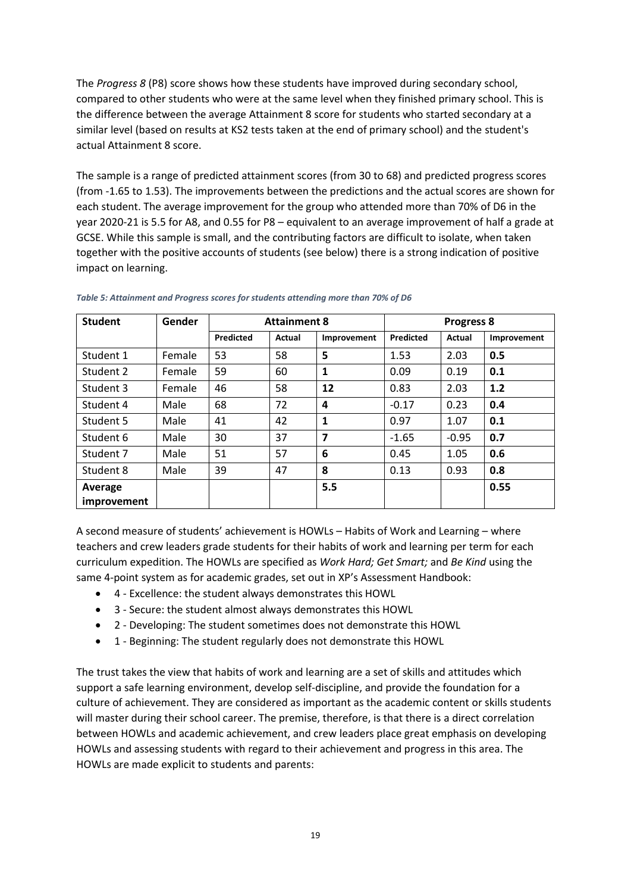The *Progress 8* (P8) score shows how these students have improved during secondary school, compared to other students who were at the same level when they finished primary school. This is the difference between the average Attainment 8 score for students who started secondary at a similar level (based on results at KS2 tests taken at the end of primary school) and the student's actual Attainment 8 score.

The sample is a range of predicted attainment scores (from 30 to 68) and predicted progress scores (from -1.65 to 1.53). The improvements between the predictions and the actual scores are shown for each student. The average improvement for the group who attended more than 70% of D6 in the year 2020-21 is 5.5 for A8, and 0.55 for P8 – equivalent to an average improvement of half a grade at GCSE. While this sample is small, and the contributing factors are difficult to isolate, when taken together with the positive accounts of students (see below) there is a strong indication of positive impact on learning.

***Table 5: Attainment and Progress scores for students attending more than 70% of D6***

| **Student** | **Gender** | **Attainment 8** | | | **Progress 8** | | |
|---|---|---|---|---|---|---|---|
| | | **Predicted** | **Actual** | **Improvement** | **Predicted** | **Actual** | **Improvement** |
| Student 1 | Female | 53 | 58 | **5** | 1.53 | 2.03 | **0.5** |
| Student 2 | Female | 59 | 60 | **1** | 0.09 | 0.19 | **0.1** |
| Student 3 | Female | 46 | 58 | **12** | 0.83 | 2.03 | **1.2** |
| Student 4 | Male | 68 | 72 | **4** | -0.17 | 0.23 | **0.4** |
| Student 5 | Male | 41 | 42 | **1** | 0.97 | 1.07 | **0.1** |
| Student 6 | Male | 30 | 37 | **7** | -1.65 | -0.95 | **0.7** |
| Student 7 | Male | 51 | 57 | **6** | 0.45 | 1.05 | **0.6** |
| Student 8 | Male | 39 | 47 | **8** | 0.13 | 0.93 | **0.8** |
| **Average improvement** | | | | **5.5** | | | **0.55** |

A second measure of students' achievement is HOWLs – Habits of Work and Learning – where teachers and crew leaders grade students for their habits of work and learning per term for each curriculum expedition. The HOWLs are specified as *Work Hard; Get Smart;* and *Be Kind* using the same 4-point system as for academic grades, set out in XP's Assessment Handbook:

- 4 - Excellence: the student always demonstrates this HOWL
- 3 - Secure: the student almost always demonstrates this HOWL
- 2 - Developing: The student sometimes does not demonstrate this HOWL
- 1 - Beginning: The student regularly does not demonstrate this HOWL

The trust takes the view that habits of work and learning are a set of skills and attitudes which support a safe learning environment, develop self-discipline, and provide the foundation for a culture of achievement. They are considered as important as the academic content or skills students will master during their school career. The premise, therefore, is that there is a direct correlation between HOWLs and academic achievement, and crew leaders place great emphasis on developing HOWLs and assessing students with regard to their achievement and progress in this area. The HOWLs are made explicit to students and parents: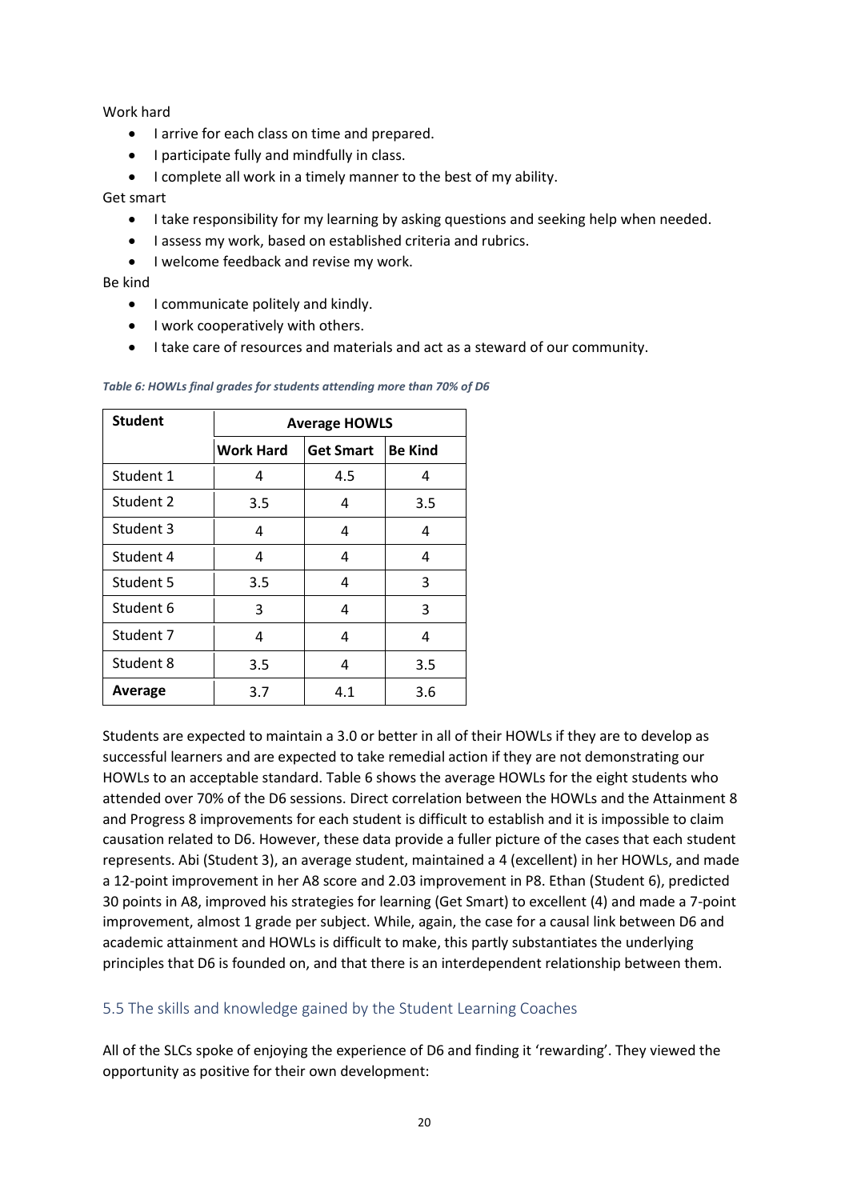Work hard

- I arrive for each class on time and prepared.
- I participate fully and mindfully in class.
- I complete all work in a timely manner to the best of my ability.

Get smart

- I take responsibility for my learning by asking questions and seeking help when needed.
- I assess my work, based on established criteria and rubrics.
- I welcome feedback and revise my work.

Be kind

- I communicate politely and kindly.
- I work cooperatively with others.
- I take care of resources and materials and act as a steward of our community.

*Table 6: HOWLs final grades for students attending more than 70% of D6*

| **Student** | **Average HOWLS** | | |
|---|---|---|---|
| | **Work Hard** | **Get Smart** | **Be Kind** |
| Student 1 | 4 | 4.5 | 4 |
| Student 2 | 3.5 | 4 | 3.5 |
| Student 3 | 4 | 4 | 4 |
| Student 4 | 4 | 4 | 4 |
| Student 5 | 3.5 | 4 | 3 |
| Student 6 | 3 | 4 | 3 |
| Student 7 | 4 | 4 | 4 |
| Student 8 | 3.5 | 4 | 3.5 |
| **Average** | 3.7 | 4.1 | 3.6 |

Students are expected to maintain a 3.0 or better in all of their HOWLs if they are to develop as successful learners and are expected to take remedial action if they are not demonstrating our HOWLs to an acceptable standard. Table 6 shows the average HOWLs for the eight students who attended over 70% of the D6 sessions. Direct correlation between the HOWLs and the Attainment 8 and Progress 8 improvements for each student is difficult to establish and it is impossible to claim causation related to D6. However, these data provide a fuller picture of the cases that each student represents. Abi (Student 3), an average student, maintained a 4 (excellent) in her HOWLs, and made a 12-point improvement in her A8 score and 2.03 improvement in P8. Ethan (Student 6), predicted 30 points in A8, improved his strategies for learning (Get Smart) to excellent (4) and made a 7-point improvement, almost 1 grade per subject. While, again, the case for a causal link between D6 and academic attainment and HOWLs is difficult to make, this partly substantiates the underlying principles that D6 is founded on, and that there is an interdependent relationship between them.

## 5.5 The skills and knowledge gained by the Student Learning Coaches

All of the SLCs spoke of enjoying the experience of D6 and finding it 'rewarding'. They viewed the opportunity as positive for their own development: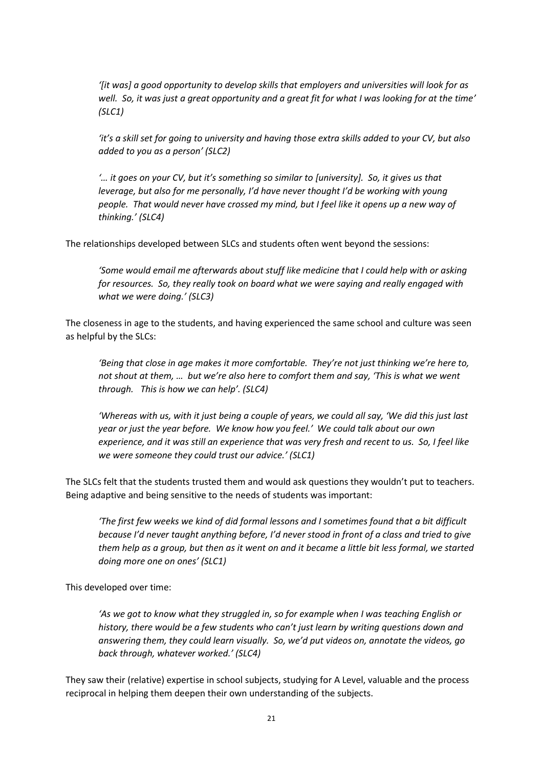*'[it was] a good opportunity to develop skills that employers and universities will look for as well. So, it was just a great opportunity and a great fit for what I was looking for at the time' (SLC1)*

*'it's a skill set for going to university and having those extra skills added to your CV, but also added to you as a person' (SLC2)*

*'… it goes on your CV, but it's something so similar to [university]. So, it gives us that leverage, but also for me personally, I'd have never thought I'd be working with young people. That would never have crossed my mind, but I feel like it opens up a new way of thinking.' (SLC4)*

The relationships developed between SLCs and students often went beyond the sessions:

*'Some would email me afterwards about stuff like medicine that I could help with or asking for resources. So, they really took on board what we were saying and really engaged with what we were doing.' (SLC3)*

The closeness in age to the students, and having experienced the same school and culture was seen as helpful by the SLCs:

*'Being that close in age makes it more comfortable. They're not just thinking we're here to, not shout at them, … but we're also here to comfort them and say, 'This is what we went through. This is how we can help'. (SLC4)*

*'Whereas with us, with it just being a couple of years, we could all say, 'We did this just last year or just the year before. We know how you feel.' We could talk about our own experience, and it was still an experience that was very fresh and recent to us. So, I feel like we were someone they could trust our advice.' (SLC1)*

The SLCs felt that the students trusted them and would ask questions they wouldn't put to teachers. Being adaptive and being sensitive to the needs of students was important:

*'The first few weeks we kind of did formal lessons and I sometimes found that a bit difficult because I'd never taught anything before, I'd never stood in front of a class and tried to give them help as a group, but then as it went on and it became a little bit less formal, we started doing more one on ones' (SLC1)*

This developed over time:

*'As we got to know what they struggled in, so for example when I was teaching English or history, there would be a few students who can't just learn by writing questions down and answering them, they could learn visually. So, we'd put videos on, annotate the videos, go back through, whatever worked.' (SLC4)*

They saw their (relative) expertise in school subjects, studying for A Level, valuable and the process reciprocal in helping them deepen their own understanding of the subjects.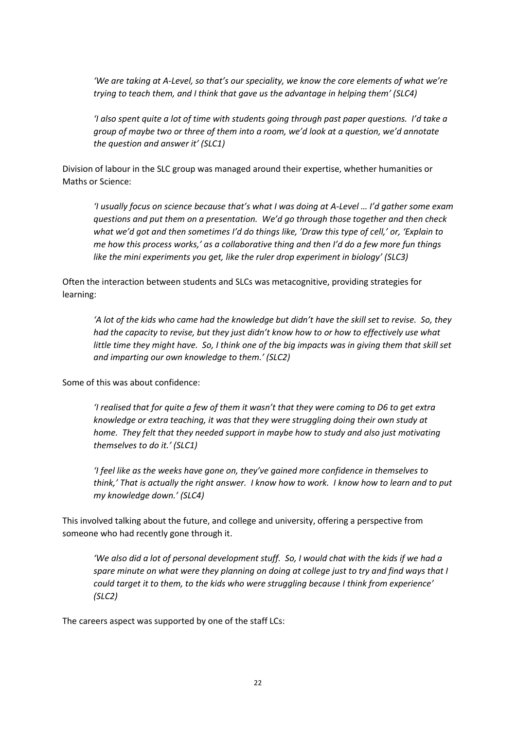> *'We are taking at A-Level, so that's our speciality, we know the core elements of what we're trying to teach them, and I think that gave us the advantage in helping them' (SLC4)*

> *'I also spent quite a lot of time with students going through past paper questions. I'd take a group of maybe two or three of them into a room, we'd look at a question, we'd annotate the question and answer it' (SLC1)*

Division of labour in the SLC group was managed around their expertise, whether humanities or Maths or Science:

> *'I usually focus on science because that's what I was doing at A-Level … I'd gather some exam questions and put them on a presentation. We'd go through those together and then check what we'd got and then sometimes I'd do things like, 'Draw this type of cell,' or, 'Explain to me how this process works,' as a collaborative thing and then I'd do a few more fun things like the mini experiments you get, like the ruler drop experiment in biology' (SLC3)*

Often the interaction between students and SLCs was metacognitive, providing strategies for learning:

> *'A lot of the kids who came had the knowledge but didn't have the skill set to revise. So, they had the capacity to revise, but they just didn't know how to or how to effectively use what little time they might have. So, I think one of the big impacts was in giving them that skill set and imparting our own knowledge to them.' (SLC2)*

Some of this was about confidence:

> *'I realised that for quite a few of them it wasn't that they were coming to D6 to get extra knowledge or extra teaching, it was that they were struggling doing their own study at home. They felt that they needed support in maybe how to study and also just motivating themselves to do it.' (SLC1)*

> *'I feel like as the weeks have gone on, they've gained more confidence in themselves to think,' That is actually the right answer. I know how to work. I know how to learn and to put my knowledge down.' (SLC4)*

This involved talking about the future, and college and university, offering a perspective from someone who had recently gone through it.

> *'We also did a lot of personal development stuff. So, I would chat with the kids if we had a spare minute on what were they planning on doing at college just to try and find ways that I could target it to them, to the kids who were struggling because I think from experience' (SLC2)*

The careers aspect was supported by one of the staff LCs: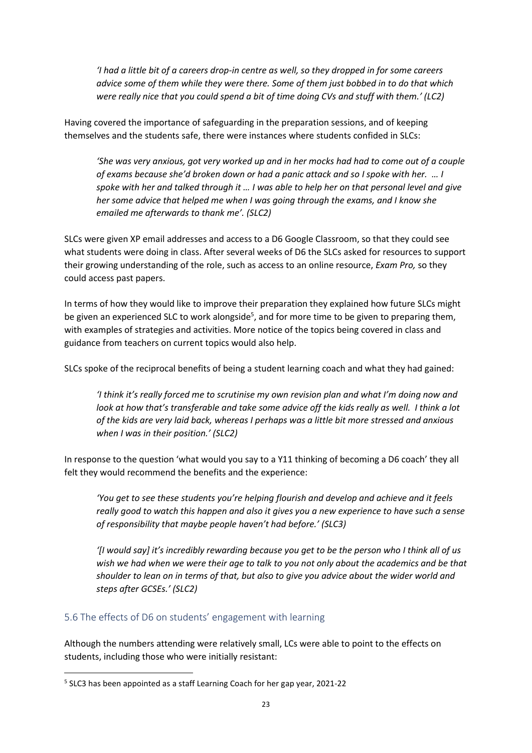*'I had a little bit of a careers drop-in centre as well, so they dropped in for some careers advice some of them while they were there. Some of them just bobbed in to do that which were really nice that you could spend a bit of time doing CVs and stuff with them.' (LC2)*

Having covered the importance of safeguarding in the preparation sessions, and of keeping themselves and the students safe, there were instances where students confided in SLCs:

> *'She was very anxious, got very worked up and in her mocks had had to come out of a couple of exams because she'd broken down or had a panic attack and so I spoke with her. … I spoke with her and talked through it … I was able to help her on that personal level and give her some advice that helped me when I was going through the exams, and I know she emailed me afterwards to thank me'. (SLC2)*

SLCs were given XP email addresses and access to a D6 Google Classroom, so that they could see what students were doing in class. After several weeks of D6 the SLCs asked for resources to support their growing understanding of the role, such as access to an online resource, *Exam Pro,* so they could access past papers.

In terms of how they would like to improve their preparation they explained how future SLCs might be given an experienced SLC to work alongside[5], and for more time to be given to preparing them, with examples of strategies and activities. More notice of the topics being covered in class and guidance from teachers on current topics would also help.

SLCs spoke of the reciprocal benefits of being a student learning coach and what they had gained:

> *'I think it's really forced me to scrutinise my own revision plan and what I'm doing now and look at how that's transferable and take some advice off the kids really as well. I think a lot of the kids are very laid back, whereas I perhaps was a little bit more stressed and anxious when I was in their position.' (SLC2)*

In response to the question 'what would you say to a Y11 thinking of becoming a D6 coach' they all felt they would recommend the benefits and the experience:

> *'You get to see these students you're helping flourish and develop and achieve and it feels really good to watch this happen and also it gives you a new experience to have such a sense of responsibility that maybe people haven't had before.' (SLC3)*

> *'[I would say] it's incredibly rewarding because you get to be the person who I think all of us wish we had when we were their age to talk to you not only about the academics and be that shoulder to lean on in terms of that, but also to give you advice about the wider world and steps after GCSEs.' (SLC2)*

## 5.6 The effects of D6 on students' engagement with learning

Although the numbers attending were relatively small, LCs were able to point to the effects on students, including those who were initially resistant:

[5] SLC3 has been appointed as a staff Learning Coach for her gap year, 2021-22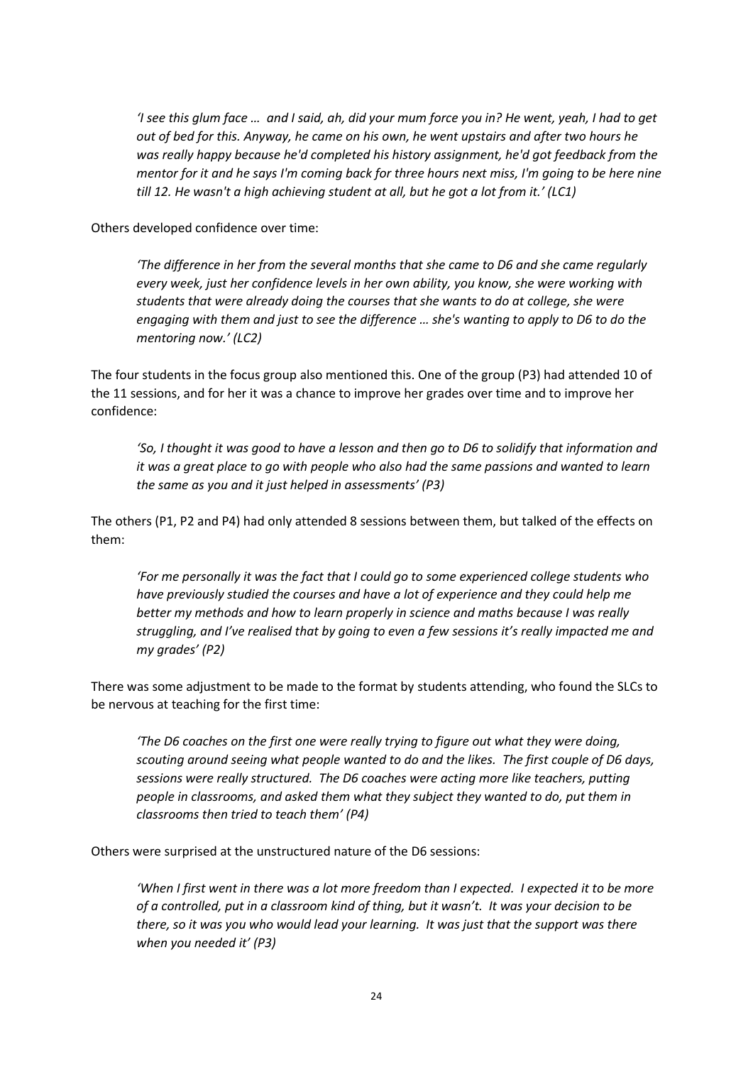*'I see this glum face … and I said, ah, did your mum force you in? He went, yeah, I had to get out of bed for this. Anyway, he came on his own, he went upstairs and after two hours he was really happy because he'd completed his history assignment, he'd got feedback from the mentor for it and he says I'm coming back for three hours next miss, I'm going to be here nine till 12. He wasn't a high achieving student at all, but he got a lot from it.' (LC1)*

Others developed confidence over time:

*'The difference in her from the several months that she came to D6 and she came regularly every week, just her confidence levels in her own ability, you know, she were working with students that were already doing the courses that she wants to do at college, she were engaging with them and just to see the difference … she's wanting to apply to D6 to do the mentoring now.' (LC2)*

The four students in the focus group also mentioned this. One of the group (P3) had attended 10 of the 11 sessions, and for her it was a chance to improve her grades over time and to improve her confidence:

*'So, I thought it was good to have a lesson and then go to D6 to solidify that information and it was a great place to go with people who also had the same passions and wanted to learn the same as you and it just helped in assessments' (P3)*

The others (P1, P2 and P4) had only attended 8 sessions between them, but talked of the effects on them:

*'For me personally it was the fact that I could go to some experienced college students who have previously studied the courses and have a lot of experience and they could help me better my methods and how to learn properly in science and maths because I was really struggling, and I've realised that by going to even a few sessions it's really impacted me and my grades' (P2)*

There was some adjustment to be made to the format by students attending, who found the SLCs to be nervous at teaching for the first time:

*'The D6 coaches on the first one were really trying to figure out what they were doing, scouting around seeing what people wanted to do and the likes. The first couple of D6 days, sessions were really structured. The D6 coaches were acting more like teachers, putting people in classrooms, and asked them what they subject they wanted to do, put them in classrooms then tried to teach them' (P4)*

Others were surprised at the unstructured nature of the D6 sessions:

*'When I first went in there was a lot more freedom than I expected. I expected it to be more of a controlled, put in a classroom kind of thing, but it wasn't. It was your decision to be there, so it was you who would lead your learning. It was just that the support was there when you needed it' (P3)*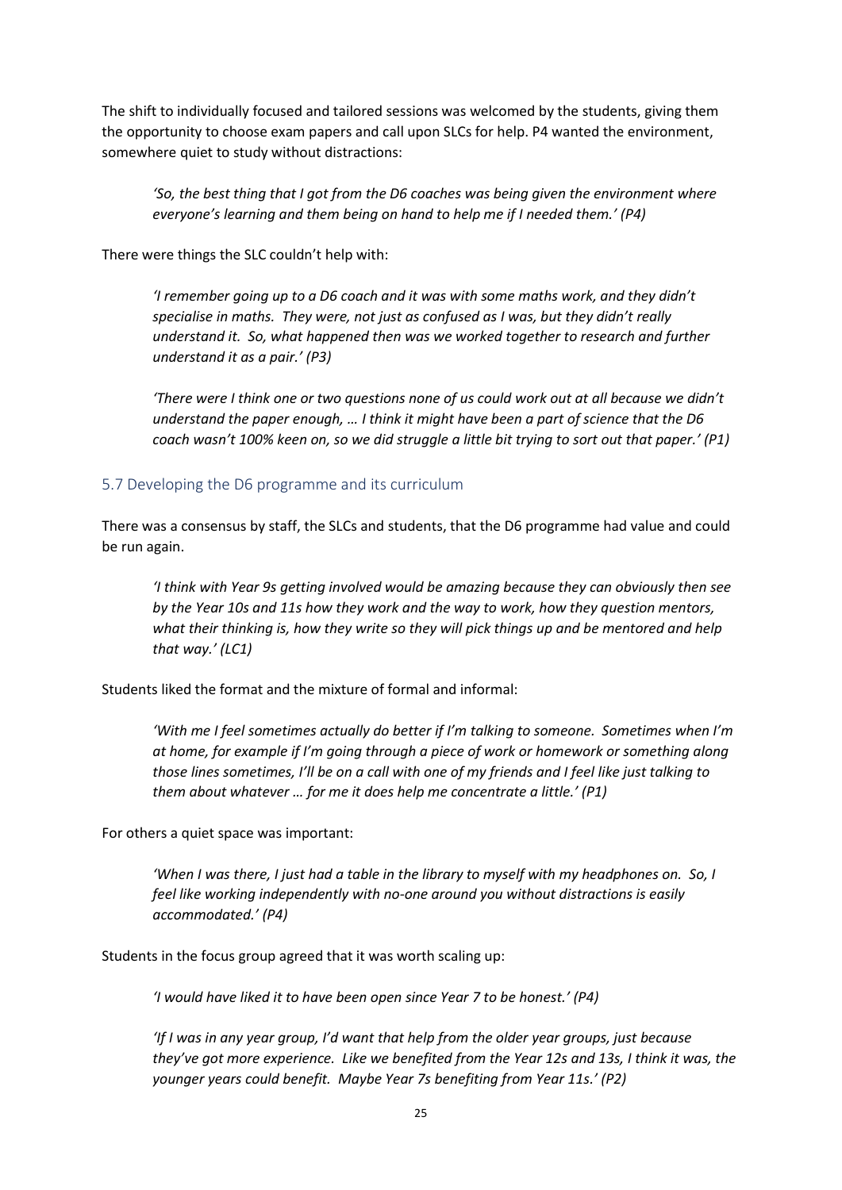The shift to individually focused and tailored sessions was welcomed by the students, giving them the opportunity to choose exam papers and call upon SLCs for help. P4 wanted the environment, somewhere quiet to study without distractions:

> *'So, the best thing that I got from the D6 coaches was being given the environment where everyone's learning and them being on hand to help me if I needed them.' (P4)*

There were things the SLC couldn't help with:

> *'I remember going up to a D6 coach and it was with some maths work, and they didn't specialise in maths. They were, not just as confused as I was, but they didn't really understand it. So, what happened then was we worked together to research and further understand it as a pair.' (P3)*

> *'There were I think one or two questions none of us could work out at all because we didn't understand the paper enough, … I think it might have been a part of science that the D6 coach wasn't 100% keen on, so we did struggle a little bit trying to sort out that paper.' (P1)*

## 5.7 Developing the D6 programme and its curriculum

There was a consensus by staff, the SLCs and students, that the D6 programme had value and could be run again.

> *'I think with Year 9s getting involved would be amazing because they can obviously then see by the Year 10s and 11s how they work and the way to work, how they question mentors, what their thinking is, how they write so they will pick things up and be mentored and help that way.' (LC1)*

Students liked the format and the mixture of formal and informal:

> *'With me I feel sometimes actually do better if I'm talking to someone. Sometimes when I'm at home, for example if I'm going through a piece of work or homework or something along those lines sometimes, I'll be on a call with one of my friends and I feel like just talking to them about whatever … for me it does help me concentrate a little.' (P1)*

For others a quiet space was important:

> *'When I was there, I just had a table in the library to myself with my headphones on. So, I feel like working independently with no-one around you without distractions is easily accommodated.' (P4)*

Students in the focus group agreed that it was worth scaling up:

> *'I would have liked it to have been open since Year 7 to be honest.' (P4)*

> *'If I was in any year group, I'd want that help from the older year groups, just because they've got more experience. Like we benefited from the Year 12s and 13s, I think it was, the younger years could benefit. Maybe Year 7s benefiting from Year 11s.' (P2)*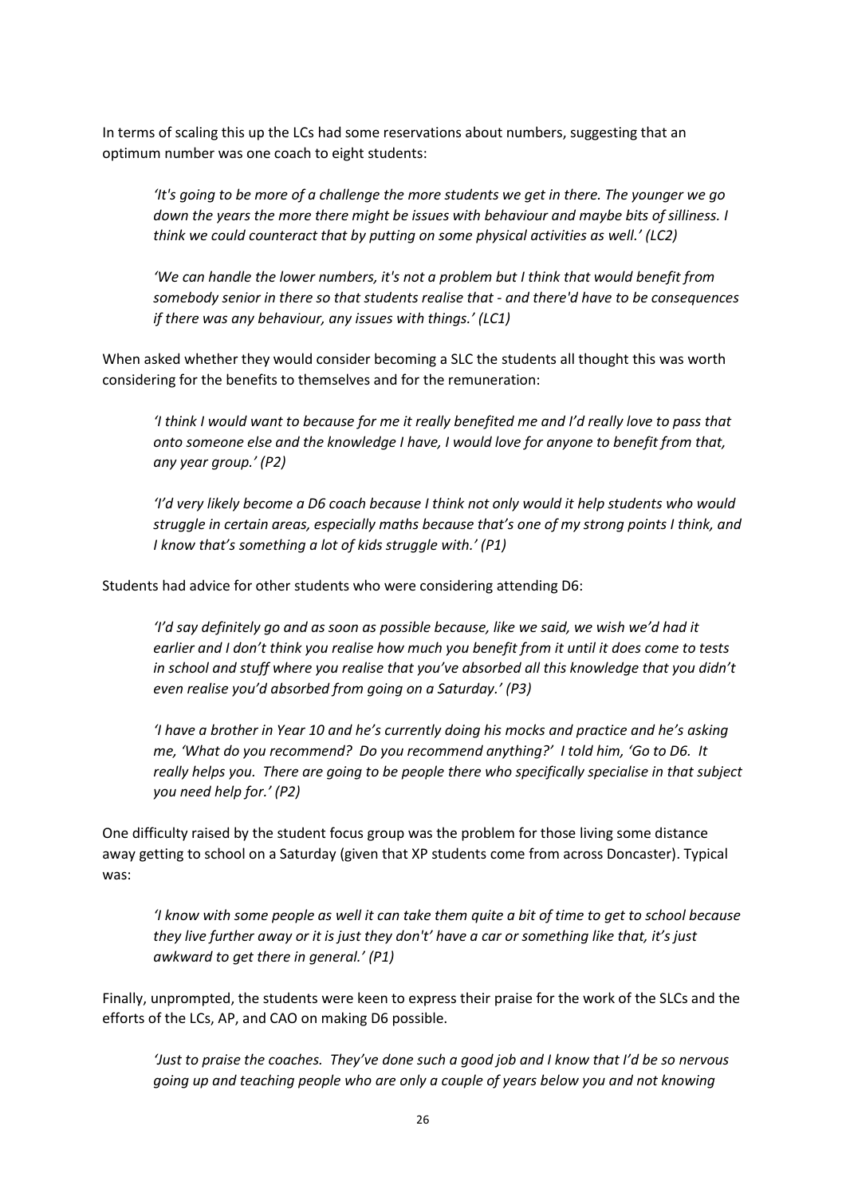In terms of scaling this up the LCs had some reservations about numbers, suggesting that an optimum number was one coach to eight students:

> *'It's going to be more of a challenge the more students we get in there. The younger we go down the years the more there might be issues with behaviour and maybe bits of silliness. I think we could counteract that by putting on some physical activities as well.' (LC2)*

> *'We can handle the lower numbers, it's not a problem but I think that would benefit from somebody senior in there so that students realise that - and there'd have to be consequences if there was any behaviour, any issues with things.' (LC1)*

When asked whether they would consider becoming a SLC the students all thought this was worth considering for the benefits to themselves and for the remuneration:

> *'I think I would want to because for me it really benefited me and I'd really love to pass that onto someone else and the knowledge I have, I would love for anyone to benefit from that, any year group.' (P2)*

> *'I'd very likely become a D6 coach because I think not only would it help students who would struggle in certain areas, especially maths because that's one of my strong points I think, and I know that's something a lot of kids struggle with.' (P1)*

Students had advice for other students who were considering attending D6:

> *'I'd say definitely go and as soon as possible because, like we said, we wish we'd had it earlier and I don't think you realise how much you benefit from it until it does come to tests in school and stuff where you realise that you've absorbed all this knowledge that you didn't even realise you'd absorbed from going on a Saturday.' (P3)*

> *'I have a brother in Year 10 and he's currently doing his mocks and practice and he's asking me, 'What do you recommend? Do you recommend anything?' I told him, 'Go to D6. It really helps you. There are going to be people there who specifically specialise in that subject you need help for.' (P2)*

One difficulty raised by the student focus group was the problem for those living some distance away getting to school on a Saturday (given that XP students come from across Doncaster). Typical was:

> *'I know with some people as well it can take them quite a bit of time to get to school because they live further away or it is just they don't' have a car or something like that, it's just awkward to get there in general.' (P1)*

Finally, unprompted, the students were keen to express their praise for the work of the SLCs and the efforts of the LCs, AP, and CAO on making D6 possible.

> *'Just to praise the coaches. They've done such a good job and I know that I'd be so nervous going up and teaching people who are only a couple of years below you and not knowing*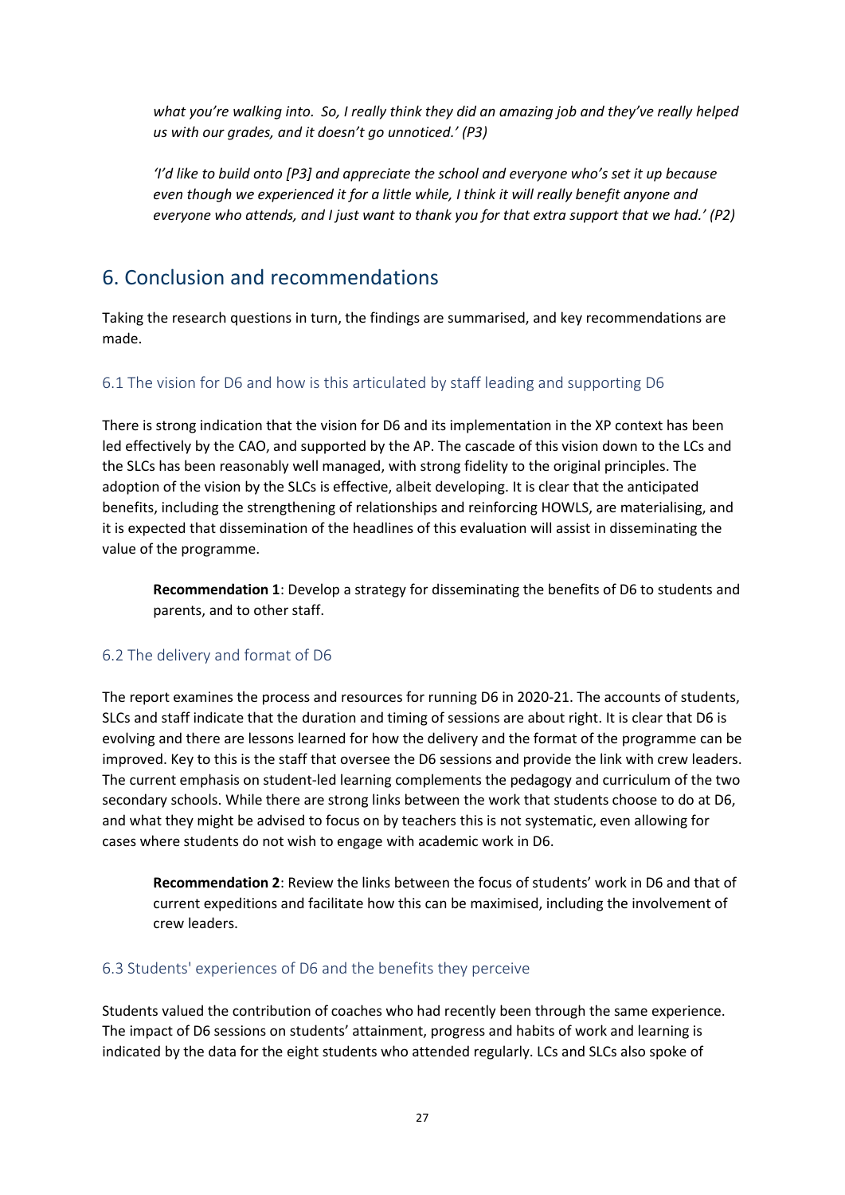*what you're walking into. So, I really think they did an amazing job and they've really helped us with our grades, and it doesn't go unnoticed.' (P3)*

*'I'd like to build onto [P3] and appreciate the school and everyone who's set it up because even though we experienced it for a little while, I think it will really benefit anyone and everyone who attends, and I just want to thank you for that extra support that we had.' (P2)*

## 6. Conclusion and recommendations

Taking the research questions in turn, the findings are summarised, and key recommendations are made.

### 6.1 The vision for D6 and how is this articulated by staff leading and supporting D6

There is strong indication that the vision for D6 and its implementation in the XP context has been led effectively by the CAO, and supported by the AP. The cascade of this vision down to the LCs and the SLCs has been reasonably well managed, with strong fidelity to the original principles. The adoption of the vision by the SLCs is effective, albeit developing. It is clear that the anticipated benefits, including the strengthening of relationships and reinforcing HOWLS, are materialising, and it is expected that dissemination of the headlines of this evaluation will assist in disseminating the value of the programme.

> **Recommendation 1**: Develop a strategy for disseminating the benefits of D6 to students and parents, and to other staff.

### 6.2 The delivery and format of D6

The report examines the process and resources for running D6 in 2020-21. The accounts of students, SLCs and staff indicate that the duration and timing of sessions are about right. It is clear that D6 is evolving and there are lessons learned for how the delivery and the format of the programme can be improved. Key to this is the staff that oversee the D6 sessions and provide the link with crew leaders. The current emphasis on student-led learning complements the pedagogy and curriculum of the two secondary schools. While there are strong links between the work that students choose to do at D6, and what they might be advised to focus on by teachers this is not systematic, even allowing for cases where students do not wish to engage with academic work in D6.

> **Recommendation 2**: Review the links between the focus of students' work in D6 and that of current expeditions and facilitate how this can be maximised, including the involvement of crew leaders.

### 6.3 Students' experiences of D6 and the benefits they perceive

Students valued the contribution of coaches who had recently been through the same experience. The impact of D6 sessions on students' attainment, progress and habits of work and learning is indicated by the data for the eight students who attended regularly. LCs and SLCs also spoke of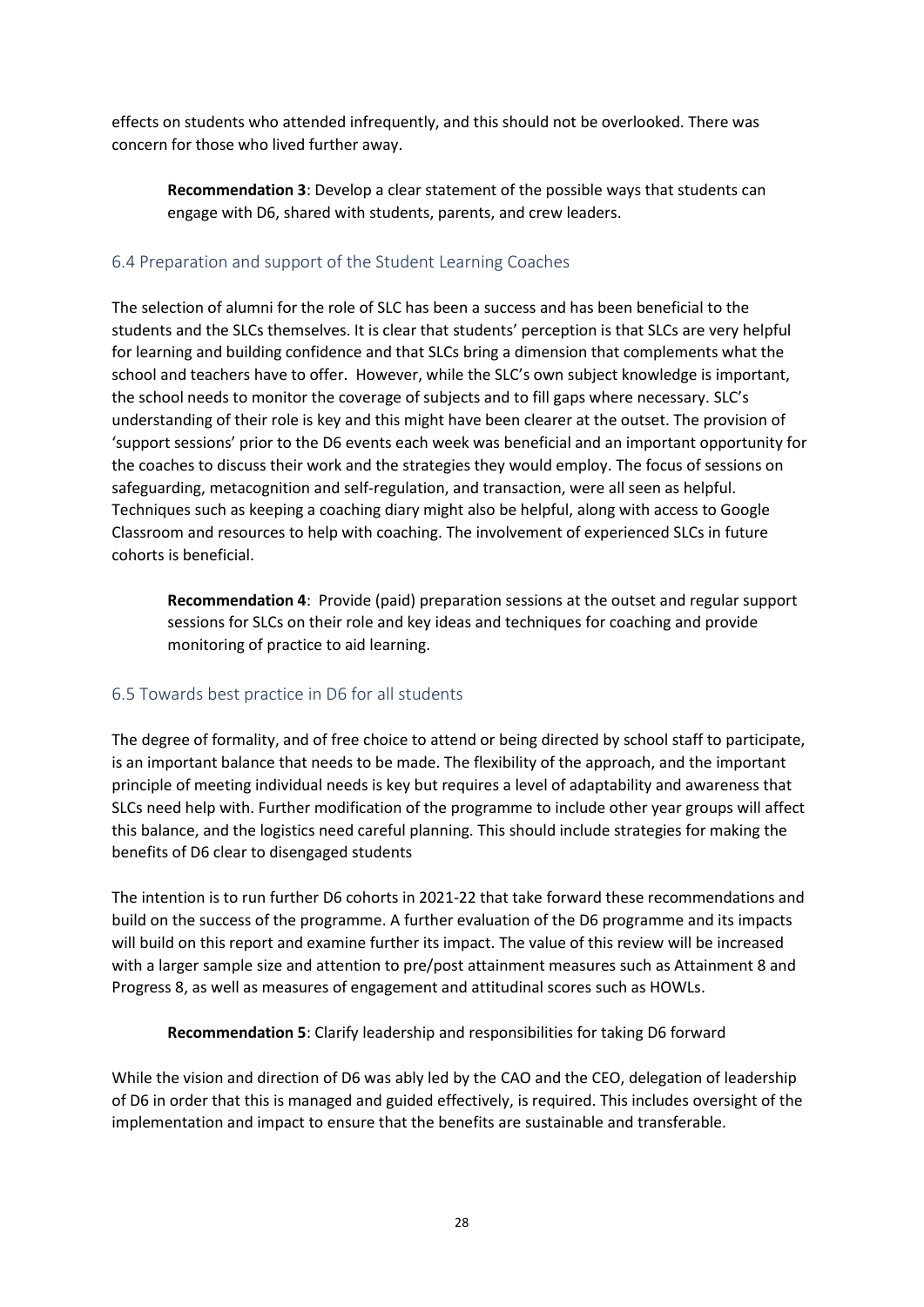effects on students who attended infrequently, and this should not be overlooked. There was concern for those who lived further away.

> **Recommendation 3**: Develop a clear statement of the possible ways that students can engage with D6, shared with students, parents, and crew leaders.

### 6.4 Preparation and support of the Student Learning Coaches

The selection of alumni for the role of SLC has been a success and has been beneficial to the students and the SLCs themselves. It is clear that students' perception is that SLCs are very helpful for learning and building confidence and that SLCs bring a dimension that complements what the school and teachers have to offer. However, while the SLC's own subject knowledge is important, the school needs to monitor the coverage of subjects and to fill gaps where necessary. SLC's understanding of their role is key and this might have been clearer at the outset. The provision of 'support sessions' prior to the D6 events each week was beneficial and an important opportunity for the coaches to discuss their work and the strategies they would employ. The focus of sessions on safeguarding, metacognition and self-regulation, and transaction, were all seen as helpful. Techniques such as keeping a coaching diary might also be helpful, along with access to Google Classroom and resources to help with coaching. The involvement of experienced SLCs in future cohorts is beneficial.

> **Recommendation 4**: Provide (paid) preparation sessions at the outset and regular support sessions for SLCs on their role and key ideas and techniques for coaching and provide monitoring of practice to aid learning.

### 6.5 Towards best practice in D6 for all students

The degree of formality, and of free choice to attend or being directed by school staff to participate, is an important balance that needs to be made. The flexibility of the approach, and the important principle of meeting individual needs is key but requires a level of adaptability and awareness that SLCs need help with. Further modification of the programme to include other year groups will affect this balance, and the logistics need careful planning. This should include strategies for making the benefits of D6 clear to disengaged students

The intention is to run further D6 cohorts in 2021-22 that take forward these recommendations and build on the success of the programme. A further evaluation of the D6 programme and its impacts will build on this report and examine further its impact. The value of this review will be increased with a larger sample size and attention to pre/post attainment measures such as Attainment 8 and Progress 8, as well as measures of engagement and attitudinal scores such as HOWLs.

> **Recommendation 5**: Clarify leadership and responsibilities for taking D6 forward

While the vision and direction of D6 was ably led by the CAO and the CEO, delegation of leadership of D6 in order that this is managed and guided effectively, is required. This includes oversight of the implementation and impact to ensure that the benefits are sustainable and transferable.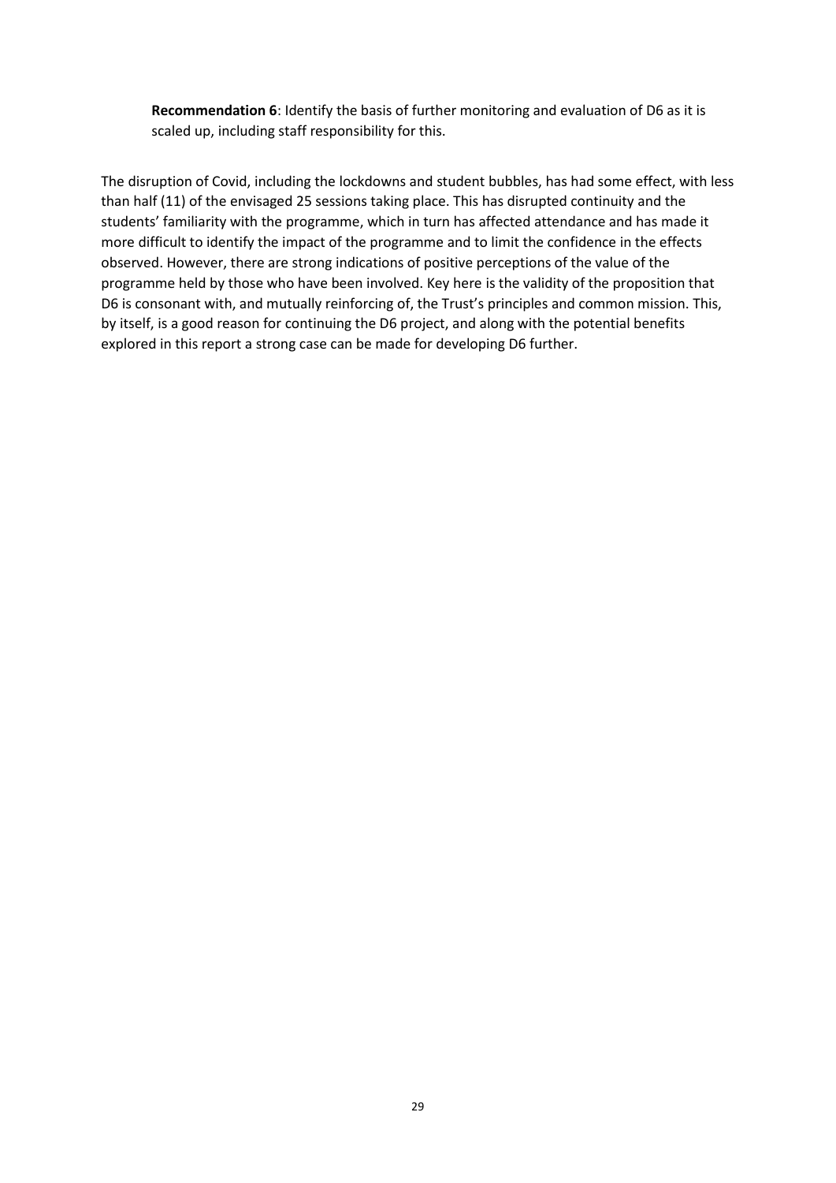> **Recommendation 6**: Identify the basis of further monitoring and evaluation of D6 as it is scaled up, including staff responsibility for this.

The disruption of Covid, including the lockdowns and student bubbles, has had some effect, with less than half (11) of the envisaged 25 sessions taking place. This has disrupted continuity and the students' familiarity with the programme, which in turn has affected attendance and has made it more difficult to identify the impact of the programme and to limit the confidence in the effects observed. However, there are strong indications of positive perceptions of the value of the programme held by those who have been involved. Key here is the validity of the proposition that D6 is consonant with, and mutually reinforcing of, the Trust's principles and common mission. This, by itself, is a good reason for continuing the D6 project, and along with the potential benefits explored in this report a strong case can be made for developing D6 further.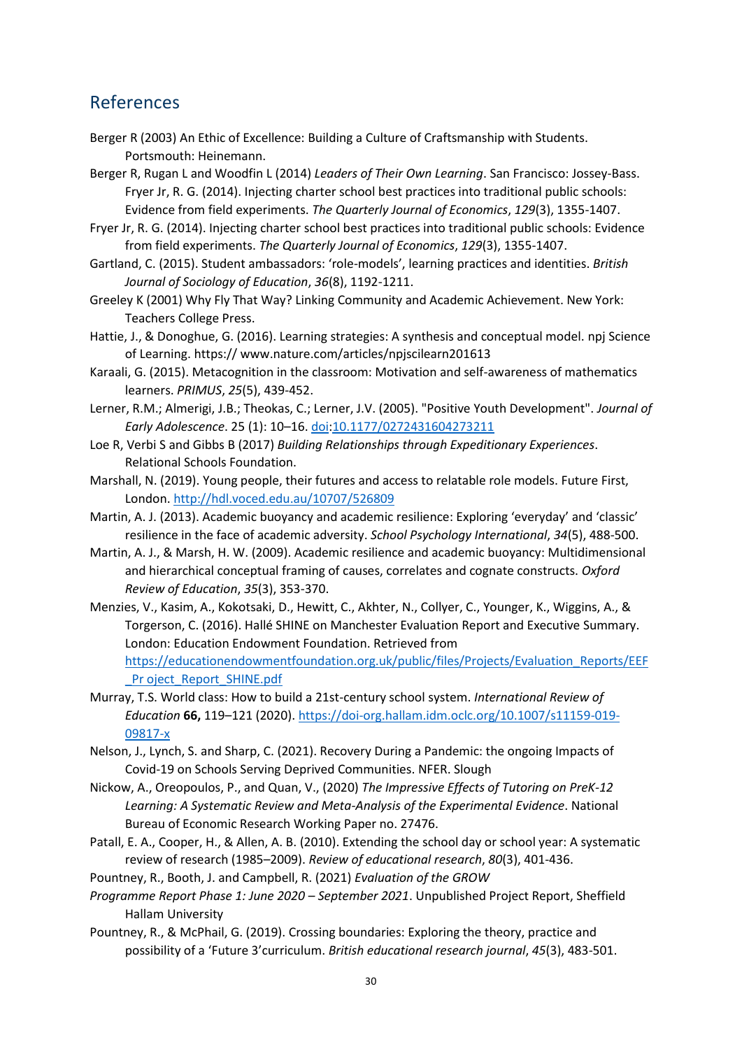## References

Berger R (2003) An Ethic of Excellence: Building a Culture of Craftsmanship with Students. Portsmouth: Heinemann.

Berger R, Rugan L and Woodfin L (2014) *Leaders of Their Own Learning*. San Francisco: Jossey-Bass. Fryer Jr, R. G. (2014). Injecting charter school best practices into traditional public schools: Evidence from field experiments. *The Quarterly Journal of Economics*, *129*(3), 1355-1407.

Fryer Jr, R. G. (2014). Injecting charter school best practices into traditional public schools: Evidence from field experiments. *The Quarterly Journal of Economics*, *129*(3), 1355-1407.

Gartland, C. (2015). Student ambassadors: 'role-models', learning practices and identities. *British Journal of Sociology of Education*, *36*(8), 1192-1211.

Greeley K (2001) Why Fly That Way? Linking Community and Academic Achievement. New York: Teachers College Press.

Hattie, J., & Donoghue, G. (2016). Learning strategies: A synthesis and conceptual model. npj Science of Learning. https:// www.nature.com/articles/npjscilearn201613

Karaali, G. (2015). Metacognition in the classroom: Motivation and self-awareness of mathematics learners. *PRIMUS*, *25*(5), 439-452.

Lerner, R.M.; Almerigi, J.B.; Theokas, C.; Lerner, J.V. (2005). "Positive Youth Development". *Journal of Early Adolescence*. 25 (1): 10–16. doi:10.1177/0272431604273211

Loe R, Verbi S and Gibbs B (2017) *Building Relationships through Expeditionary Experiences*. Relational Schools Foundation.

Marshall, N. (2019). Young people, their futures and access to relatable role models. Future First, London. http://hdl.voced.edu.au/10707/526809

Martin, A. J. (2013). Academic buoyancy and academic resilience: Exploring 'everyday' and 'classic' resilience in the face of academic adversity. *School Psychology International*, *34*(5), 488-500.

Martin, A. J., & Marsh, H. W. (2009). Academic resilience and academic buoyancy: Multidimensional and hierarchical conceptual framing of causes, correlates and cognate constructs. *Oxford Review of Education*, *35*(3), 353-370.

Menzies, V., Kasim, A., Kokotsaki, D., Hewitt, C., Akhter, N., Collyer, C., Younger, K., Wiggins, A., & Torgerson, C. (2016). Hallé SHINE on Manchester Evaluation Report and Executive Summary. London: Education Endowment Foundation. Retrieved from https://educationendowmentfoundation.org.uk/public/files/Projects/Evaluation_Reports/EEF_Pr oject_Report_SHINE.pdf

Murray, T.S. World class: How to build a 21st-century school system. *International Review of Education* **66,** 119–121 (2020). https://doi-org.hallam.idm.oclc.org/10.1007/s11159-019-09817-x

Nelson, J., Lynch, S. and Sharp, C. (2021). Recovery During a Pandemic: the ongoing Impacts of Covid-19 on Schools Serving Deprived Communities. NFER. Slough

Nickow, A., Oreopoulos, P., and Quan, V., (2020) *The Impressive Effects of Tutoring on PreK-12 Learning: A Systematic Review and Meta-Analysis of the Experimental Evidence*. National Bureau of Economic Research Working Paper no. 27476.

Patall, E. A., Cooper, H., & Allen, A. B. (2010). Extending the school day or school year: A systematic review of research (1985–2009). *Review of educational research*, *80*(3), 401-436.

Pountney, R., Booth, J. and Campbell, R. (2021) *Evaluation of the GROW Programme Report Phase 1: June 2020 – September 2021*. Unpublished Project Report, Sheffield Hallam University

Pountney, R., & McPhail, G. (2019). Crossing boundaries: Exploring the theory, practice and possibility of a 'Future 3'curriculum. *British educational research journal*, *45*(3), 483-501.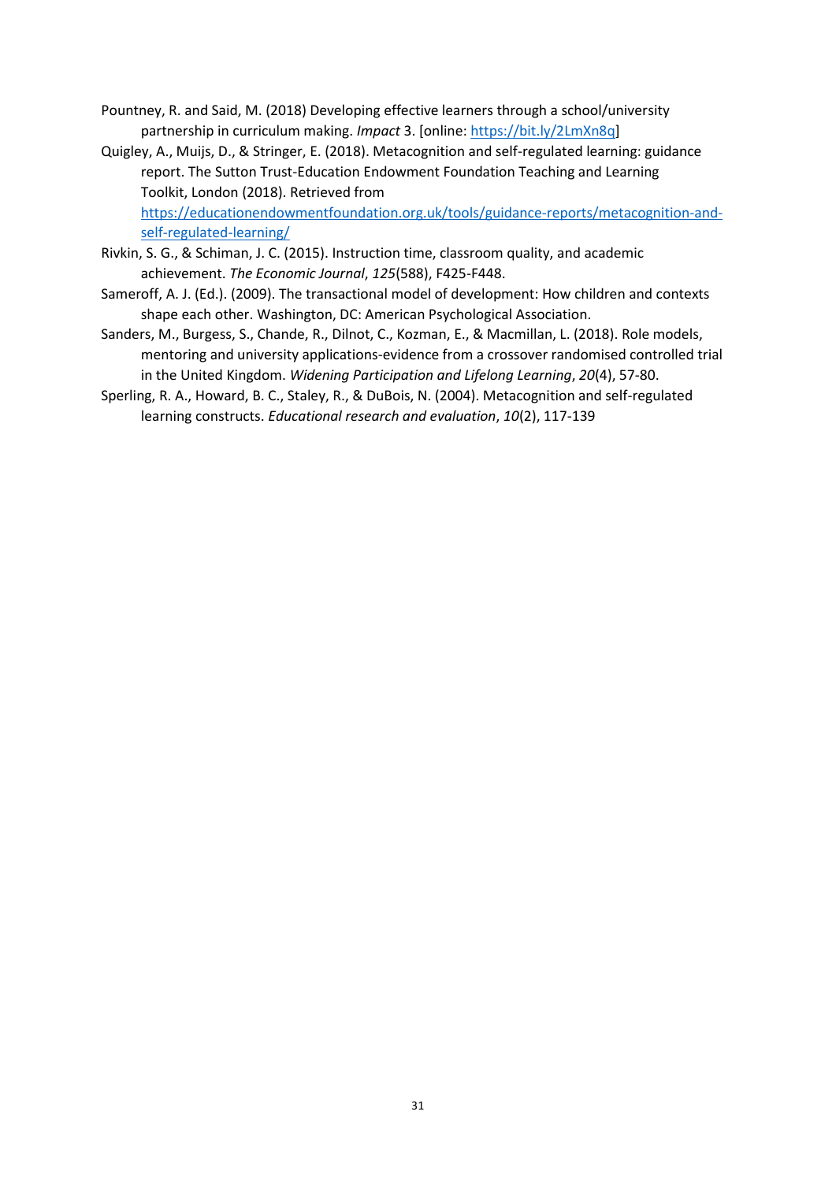Pountney, R. and Said, M. (2018) Developing effective learners through a school/university partnership in curriculum making. *Impact* 3. [online: https://bit.ly/2LmXn8q]

Quigley, A., Muijs, D., & Stringer, E. (2018). Metacognition and self-regulated learning: guidance report. The Sutton Trust-Education Endowment Foundation Teaching and Learning Toolkit, London (2018). Retrieved from https://educationendowmentfoundation.org.uk/tools/guidance-reports/metacognition-and-self-regulated-learning/

Rivkin, S. G., & Schiman, J. C. (2015). Instruction time, classroom quality, and academic achievement. *The Economic Journal*, *125*(588), F425-F448.

Sameroff, A. J. (Ed.). (2009). The transactional model of development: How children and contexts shape each other. Washington, DC: American Psychological Association.

Sanders, M., Burgess, S., Chande, R., Dilnot, C., Kozman, E., & Macmillan, L. (2018). Role models, mentoring and university applications-evidence from a crossover randomised controlled trial in the United Kingdom. *Widening Participation and Lifelong Learning*, *20*(4), 57-80.

Sperling, R. A., Howard, B. C., Staley, R., & DuBois, N. (2004). Metacognition and self-regulated learning constructs. *Educational research and evaluation*, *10*(2), 117-139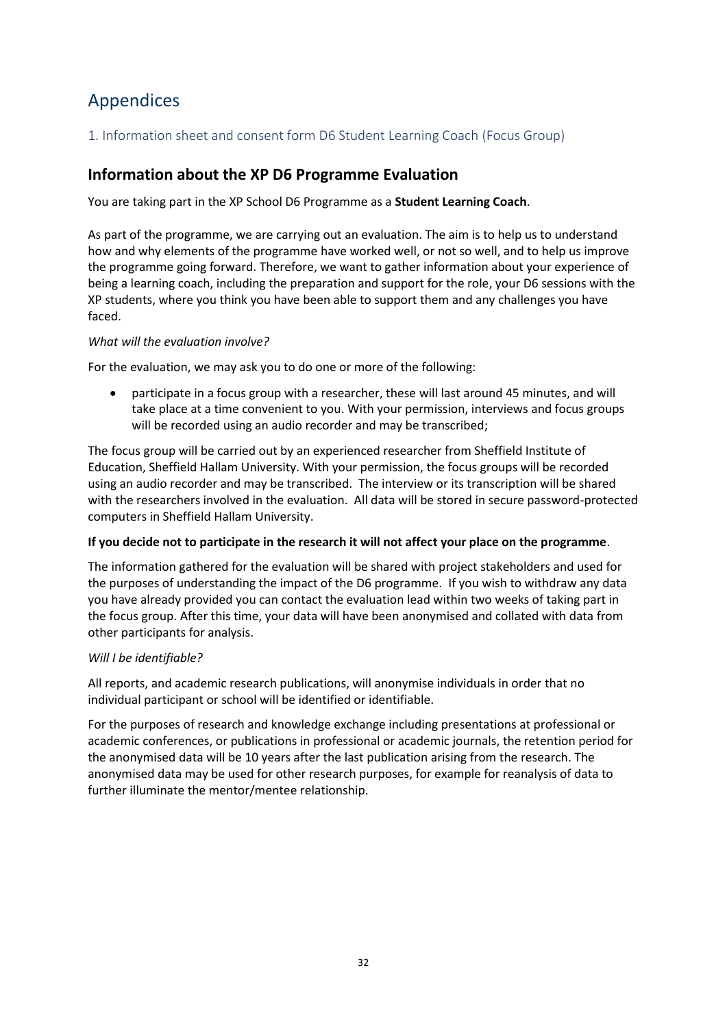# Appendices

## 1. Information sheet and consent form D6 Student Learning Coach (Focus Group)

## Information about the XP D6 Programme Evaluation

You are taking part in the XP School D6 Programme as a **Student Learning Coach**.

As part of the programme, we are carrying out an evaluation. The aim is to help us to understand how and why elements of the programme have worked well, or not so well, and to help us improve the programme going forward. Therefore, we want to gather information about your experience of being a learning coach, including the preparation and support for the role, your D6 sessions with the XP students, where you think you have been able to support them and any challenges you have faced.

*What will the evaluation involve?*

For the evaluation, we may ask you to do one or more of the following:

- participate in a focus group with a researcher, these will last around 45 minutes, and will take place at a time convenient to you. With your permission, interviews and focus groups will be recorded using an audio recorder and may be transcribed;

The focus group will be carried out by an experienced researcher from Sheffield Institute of Education, Sheffield Hallam University. With your permission, the focus groups will be recorded using an audio recorder and may be transcribed. The interview or its transcription will be shared with the researchers involved in the evaluation. All data will be stored in secure password-protected computers in Sheffield Hallam University.

**If you decide not to participate in the research it will not affect your place on the programme**.

The information gathered for the evaluation will be shared with project stakeholders and used for the purposes of understanding the impact of the D6 programme. If you wish to withdraw any data you have already provided you can contact the evaluation lead within two weeks of taking part in the focus group. After this time, your data will have been anonymised and collated with data from other participants for analysis.

*Will I be identifiable?*

All reports, and academic research publications, will anonymise individuals in order that no individual participant or school will be identified or identifiable.

For the purposes of research and knowledge exchange including presentations at professional or academic conferences, or publications in professional or academic journals, the retention period for the anonymised data will be 10 years after the last publication arising from the research. The anonymised data may be used for other research purposes, for example for reanalysis of data to further illuminate the mentor/mentee relationship.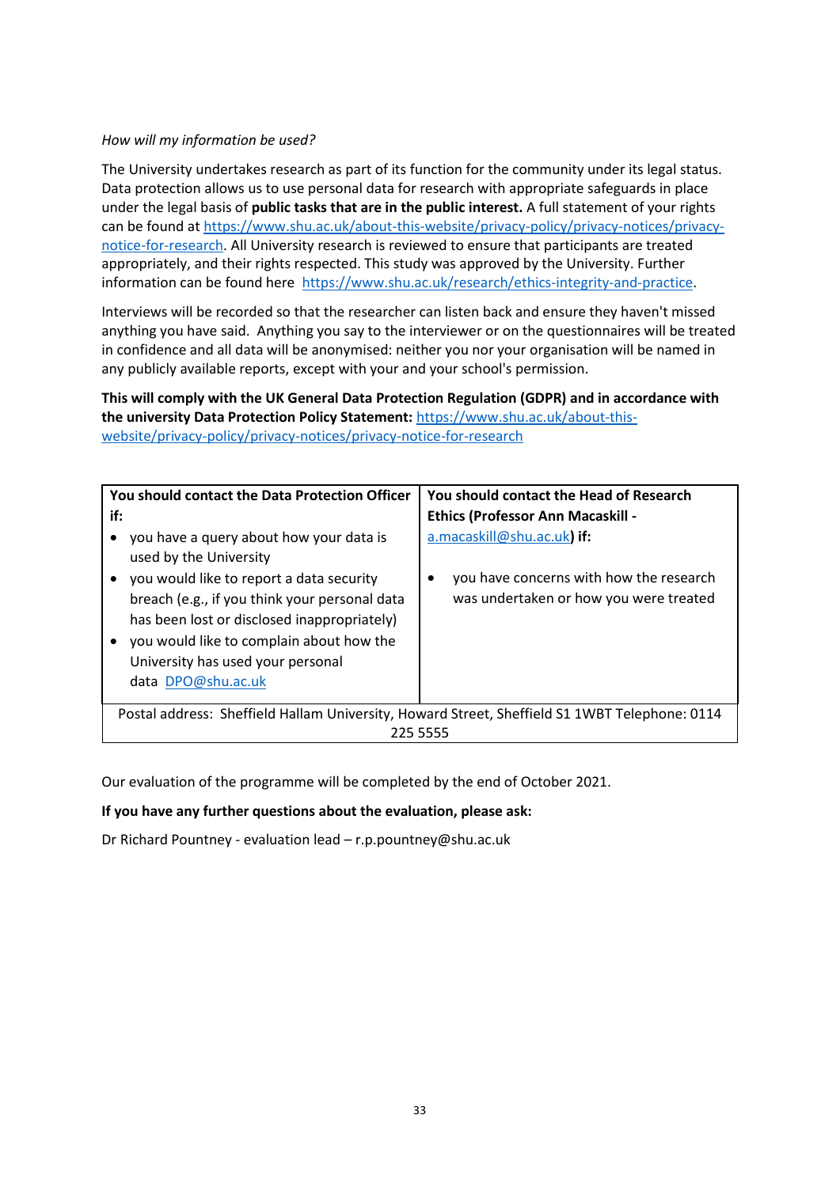*How will my information be used?*

The University undertakes research as part of its function for the community under its legal status. Data protection allows us to use personal data for research with appropriate safeguards in place under the legal basis of **public tasks that are in the public interest.** A full statement of your rights can be found at https://www.shu.ac.uk/about-this-website/privacy-policy/privacy-notices/privacy-notice-for-research. All University research is reviewed to ensure that participants are treated appropriately, and their rights respected. This study was approved by the University. Further information can be found here https://www.shu.ac.uk/research/ethics-integrity-and-practice.

Interviews will be recorded so that the researcher can listen back and ensure they haven't missed anything you have said. Anything you say to the interviewer or on the questionnaires will be treated in confidence and all data will be anonymised: neither you nor your organisation will be named in any publicly available reports, except with your and your school's permission.

**This will comply with the UK General Data Protection Regulation (GDPR) and in accordance with the university Data Protection Policy Statement:** https://www.shu.ac.uk/about-this-website/privacy-policy/privacy-notices/privacy-notice-for-research

| **You should contact the Data Protection Officer if:** | **You should contact the Head of Research Ethics (Professor Ann Macaskill - a.macaskill@shu.ac.uk) if:** |
|---|---|
| • you have a query about how your data is used by the University<br>• you would like to report a data security breach (e.g., if you think your personal data has been lost or disclosed inappropriately)<br>• you would like to complain about how the University has used your personal data DPO@shu.ac.uk | • you have concerns with how the research was undertaken or how you were treated |
| Postal address: Sheffield Hallam University, Howard Street, Sheffield S1 1WBT Telephone: 0114 225 5555 | |

Our evaluation of the programme will be completed by the end of October 2021.

**If you have any further questions about the evaluation, please ask:**

Dr Richard Pountney - evaluation lead – r.p.pountney@shu.ac.uk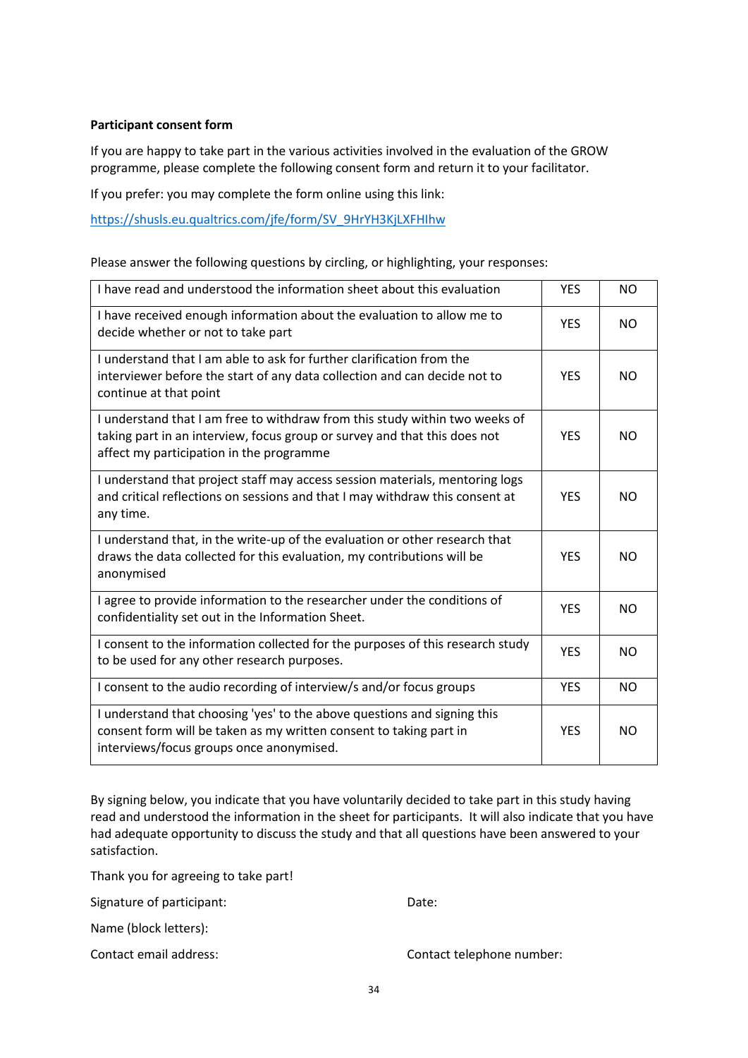**Participant consent form**

If you are happy to take part in the various activities involved in the evaluation of the GROW programme, please complete the following consent form and return it to your facilitator.

If you prefer: you may complete the form online using this link:

https://shusls.eu.qualtrics.com/jfe/form/SV_9HrYH3KjLXFHlhw

Please answer the following questions by circling, or highlighting, your responses:

| | | |
|---|---|---|
| I have read and understood the information sheet about this evaluation | YES | NO |
| I have received enough information about the evaluation to allow me to decide whether or not to take part | YES | NO |
| I understand that I am able to ask for further clarification from the interviewer before the start of any data collection and can decide not to continue at that point | YES | NO |
| I understand that I am free to withdraw from this study within two weeks of taking part in an interview, focus group or survey and that this does not affect my participation in the programme | YES | NO |
| I understand that project staff may access session materials, mentoring logs and critical reflections on sessions and that I may withdraw this consent at any time. | YES | NO |
| I understand that, in the write-up of the evaluation or other research that draws the data collected for this evaluation, my contributions will be anonymised | YES | NO |
| I agree to provide information to the researcher under the conditions of confidentiality set out in the Information Sheet. | YES | NO |
| I consent to the information collected for the purposes of this research study to be used for any other research purposes. | YES | NO |
| I consent to the audio recording of interview/s and/or focus groups | YES | NO |
| I understand that choosing 'yes' to the above questions and signing this consent form will be taken as my written consent to taking part in interviews/focus groups once anonymised. | YES | NO |

By signing below, you indicate that you have voluntarily decided to take part in this study having read and understood the information in the sheet for participants. It will also indicate that you have had adequate opportunity to discuss the study and that all questions have been answered to your satisfaction.

Thank you for agreeing to take part!

Signature of participant: Date:

Name (block letters):

Contact email address: Contact telephone number: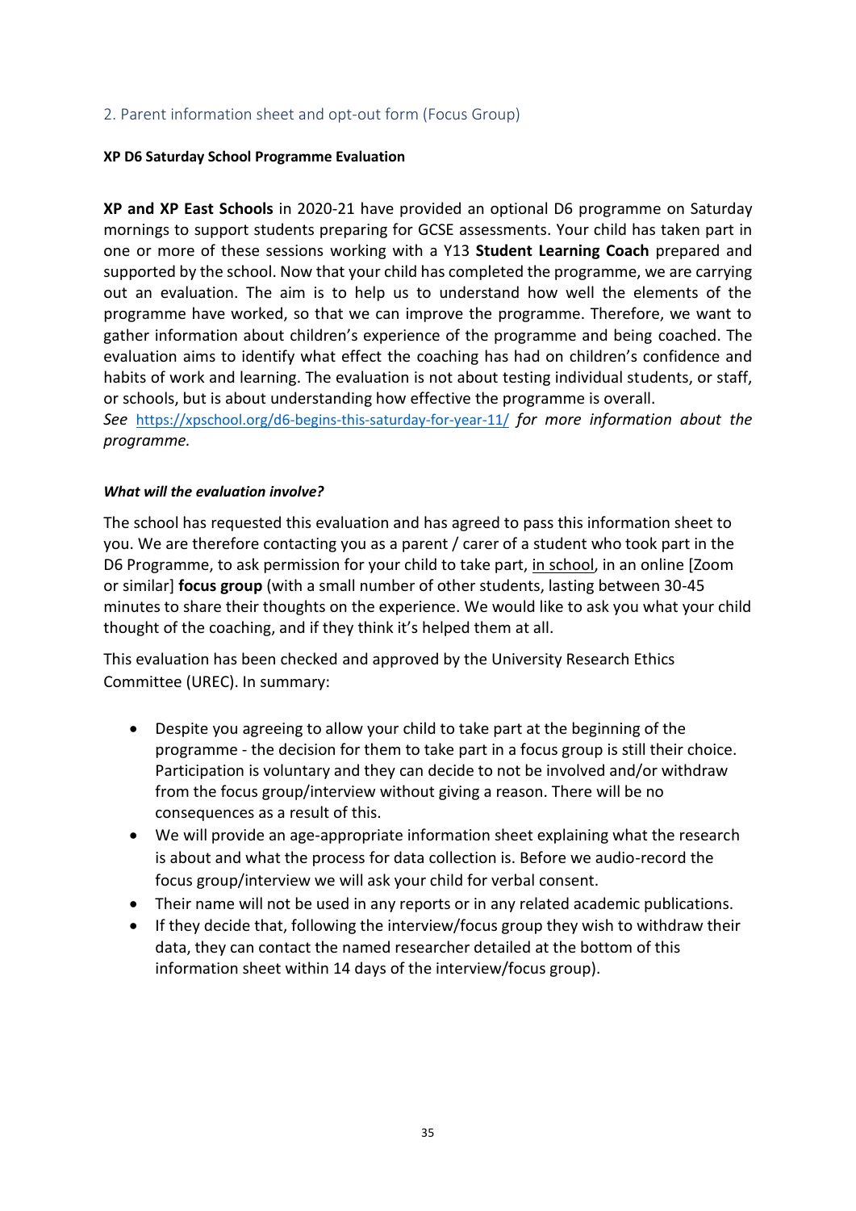## 2. Parent information sheet and opt-out form (Focus Group)

**XP D6 Saturday School Programme Evaluation**

**XP and XP East Schools** in 2020-21 have provided an optional D6 programme on Saturday mornings to support students preparing for GCSE assessments. Your child has taken part in one or more of these sessions working with a Y13 **Student Learning Coach** prepared and supported by the school. Now that your child has completed the programme, we are carrying out an evaluation. The aim is to help us to understand how well the elements of the programme have worked, so that we can improve the programme. Therefore, we want to gather information about children's experience of the programme and being coached. The evaluation aims to identify what effect the coaching has had on children's confidence and habits of work and learning. The evaluation is not about testing individual students, or staff, or schools, but is about understanding how effective the programme is overall.
*See* https://xpschool.org/d6-begins-this-saturday-for-year-11/ *for more information about the programme.*

***What will the evaluation involve?***

The school has requested this evaluation and has agreed to pass this information sheet to you. We are therefore contacting you as a parent / carer of a student who took part in the D6 Programme, to ask permission for your child to take part, <u>in school</u>, in an online [Zoom or similar] **focus group** (with a small number of other students, lasting between 30-45 minutes to share their thoughts on the experience. We would like to ask you what your child thought of the coaching, and if they think it's helped them at all.

This evaluation has been checked and approved by the University Research Ethics Committee (UREC). In summary:

- Despite you agreeing to allow your child to take part at the beginning of the programme - the decision for them to take part in a focus group is still their choice. Participation is voluntary and they can decide to not be involved and/or withdraw from the focus group/interview without giving a reason. There will be no consequences as a result of this.
- We will provide an age-appropriate information sheet explaining what the research is about and what the process for data collection is. Before we audio-record the focus group/interview we will ask your child for verbal consent.
- Their name will not be used in any reports or in any related academic publications.
- If they decide that, following the interview/focus group they wish to withdraw their data, they can contact the named researcher detailed at the bottom of this information sheet within 14 days of the interview/focus group).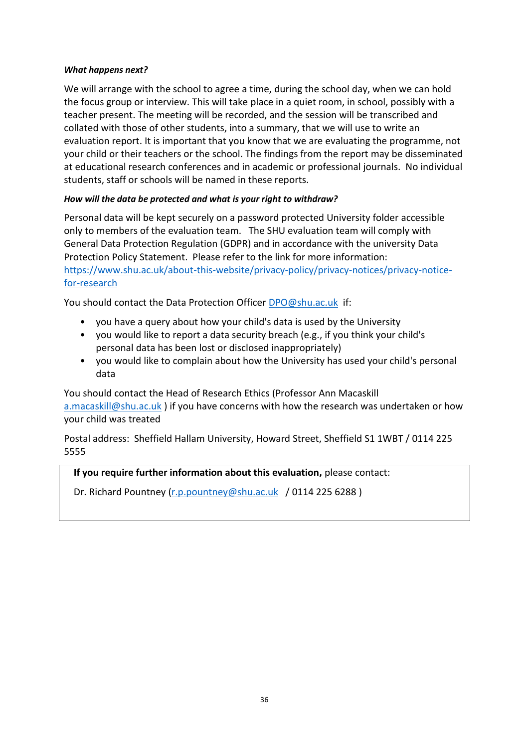***What happens next?***

We will arrange with the school to agree a time, during the school day, when we can hold the focus group or interview. This will take place in a quiet room, in school, possibly with a teacher present. The meeting will be recorded, and the session will be transcribed and collated with those of other students, into a summary, that we will use to write an evaluation report. It is important that you know that we are evaluating the programme, not your child or their teachers or the school. The findings from the report may be disseminated at educational research conferences and in academic or professional journals. No individual students, staff or schools will be named in these reports.

***How will the data be protected and what is your right to withdraw?***

Personal data will be kept securely on a password protected University folder accessible only to members of the evaluation team. The SHU evaluation team will comply with General Data Protection Regulation (GDPR) and in accordance with the university Data Protection Policy Statement. Please refer to the link for more information: https://www.shu.ac.uk/about-this-website/privacy-policy/privacy-notices/privacy-notice-for-research

You should contact the Data Protection Officer DPO@shu.ac.uk if:

- you have a query about how your child's data is used by the University
- you would like to report a data security breach (e.g., if you think your child's personal data has been lost or disclosed inappropriately)
- you would like to complain about how the University has used your child's personal data

You should contact the Head of Research Ethics (Professor Ann Macaskill a.macaskill@shu.ac.uk ) if you have concerns with how the research was undertaken or how your child was treated

Postal address: Sheffield Hallam University, Howard Street, Sheffield S1 1WBT / 0114 225 5555

**If you require further information about this evaluation,** please contact:

Dr. Richard Pountney (r.p.pountney@shu.ac.uk / 0114 225 6288 )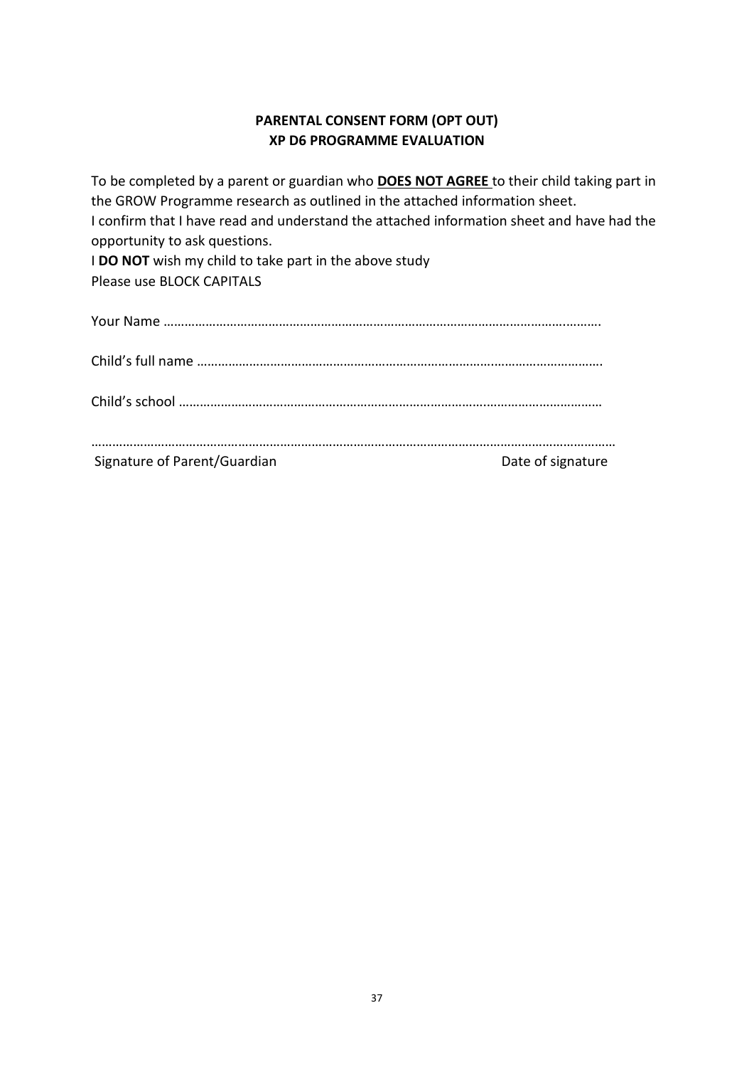**PARENTAL CONSENT FORM (OPT OUT)**
**XP D6 PROGRAMME EVALUATION**

To be completed by a parent or guardian who **DOES NOT AGREE** to their child taking part in the GROW Programme research as outlined in the attached information sheet.
I confirm that I have read and understand the attached information sheet and have had the opportunity to ask questions.
I **DO NOT** wish my child to take part in the above study
Please use BLOCK CAPITALS

Your Name ……………………………………………………………………………………………………….

Child's full name ……………………………………………………………………………………………….

Child's school …………………………………………………………………………………………………

………………………………………………………………………………………………………………………
Signature of Parent/Guardian Date of signature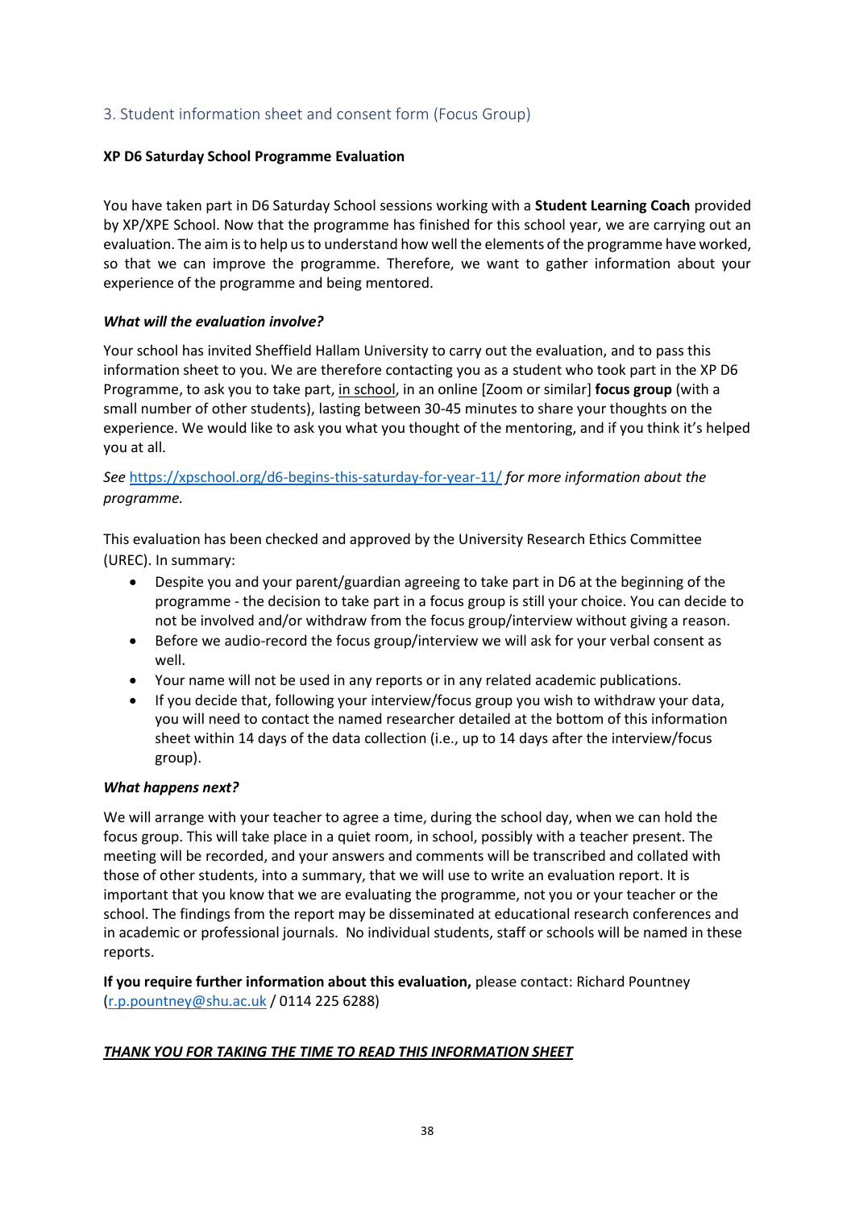## 3. Student information sheet and consent form (Focus Group)

**XP D6 Saturday School Programme Evaluation**

You have taken part in D6 Saturday School sessions working with a **Student Learning Coach** provided by XP/XPE School. Now that the programme has finished for this school year, we are carrying out an evaluation. The aim is to help us to understand how well the elements of the programme have worked, so that we can improve the programme. Therefore, we want to gather information about your experience of the programme and being mentored.

***What will the evaluation involve?***

Your school has invited Sheffield Hallam University to carry out the evaluation, and to pass this information sheet to you. We are therefore contacting you as a student who took part in the XP D6 Programme, to ask you to take part, <u>in school</u>, in an online [Zoom or similar] **focus group** (with a small number of other students), lasting between 30-45 minutes to share your thoughts on the experience. We would like to ask you what you thought of the mentoring, and if you think it's helped you at all.

*See* https://xpschool.org/d6-begins-this-saturday-for-year-11/ *for more information about the programme.*

This evaluation has been checked and approved by the University Research Ethics Committee (UREC). In summary:

- Despite you and your parent/guardian agreeing to take part in D6 at the beginning of the programme - the decision to take part in a focus group is still your choice. You can decide to not be involved and/or withdraw from the focus group/interview without giving a reason.
- Before we audio-record the focus group/interview we will ask for your verbal consent as well.
- Your name will not be used in any reports or in any related academic publications.
- If you decide that, following your interview/focus group you wish to withdraw your data, you will need to contact the named researcher detailed at the bottom of this information sheet within 14 days of the data collection (i.e., up to 14 days after the interview/focus group).

***What happens next?***

We will arrange with your teacher to agree a time, during the school day, when we can hold the focus group. This will take place in a quiet room, in school, possibly with a teacher present. The meeting will be recorded, and your answers and comments will be transcribed and collated with those of other students, into a summary, that we will use to write an evaluation report. It is important that you know that we are evaluating the programme, not you or your teacher or the school. The findings from the report may be disseminated at educational research conferences and in academic or professional journals. No individual students, staff or schools will be named in these reports.

**If you require further information about this evaluation,** please contact: Richard Pountney (r.p.pountney@shu.ac.uk / 0114 225 6288)

***<u>THANK YOU FOR TAKING THE TIME TO READ THIS INFORMATION SHEET</u>***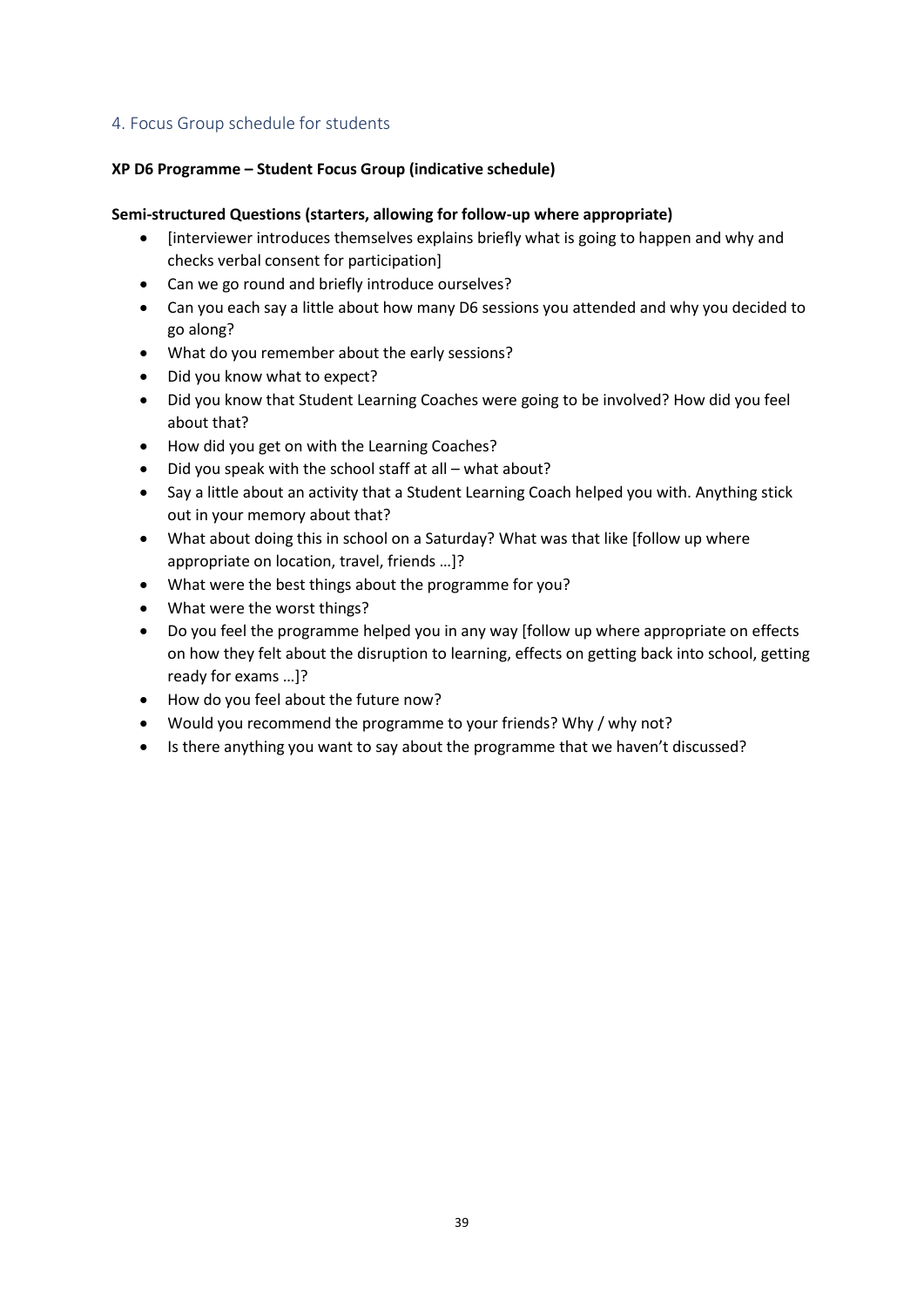## 4. Focus Group schedule for students

**XP D6 Programme – Student Focus Group (indicative schedule)**

**Semi-structured Questions (starters, allowing for follow-up where appropriate)**

- [interviewer introduces themselves explains briefly what is going to happen and why and checks verbal consent for participation]
- Can we go round and briefly introduce ourselves?
- Can you each say a little about how many D6 sessions you attended and why you decided to go along?
- What do you remember about the early sessions?
- Did you know what to expect?
- Did you know that Student Learning Coaches were going to be involved? How did you feel about that?
- How did you get on with the Learning Coaches?
- Did you speak with the school staff at all – what about?
- Say a little about an activity that a Student Learning Coach helped you with. Anything stick out in your memory about that?
- What about doing this in school on a Saturday? What was that like [follow up where appropriate on location, travel, friends …]?
- What were the best things about the programme for you?
- What were the worst things?
- Do you feel the programme helped you in any way [follow up where appropriate on effects on how they felt about the disruption to learning, effects on getting back into school, getting ready for exams …]?
- How do you feel about the future now?
- Would you recommend the programme to your friends? Why / why not?
- Is there anything you want to say about the programme that we haven't discussed?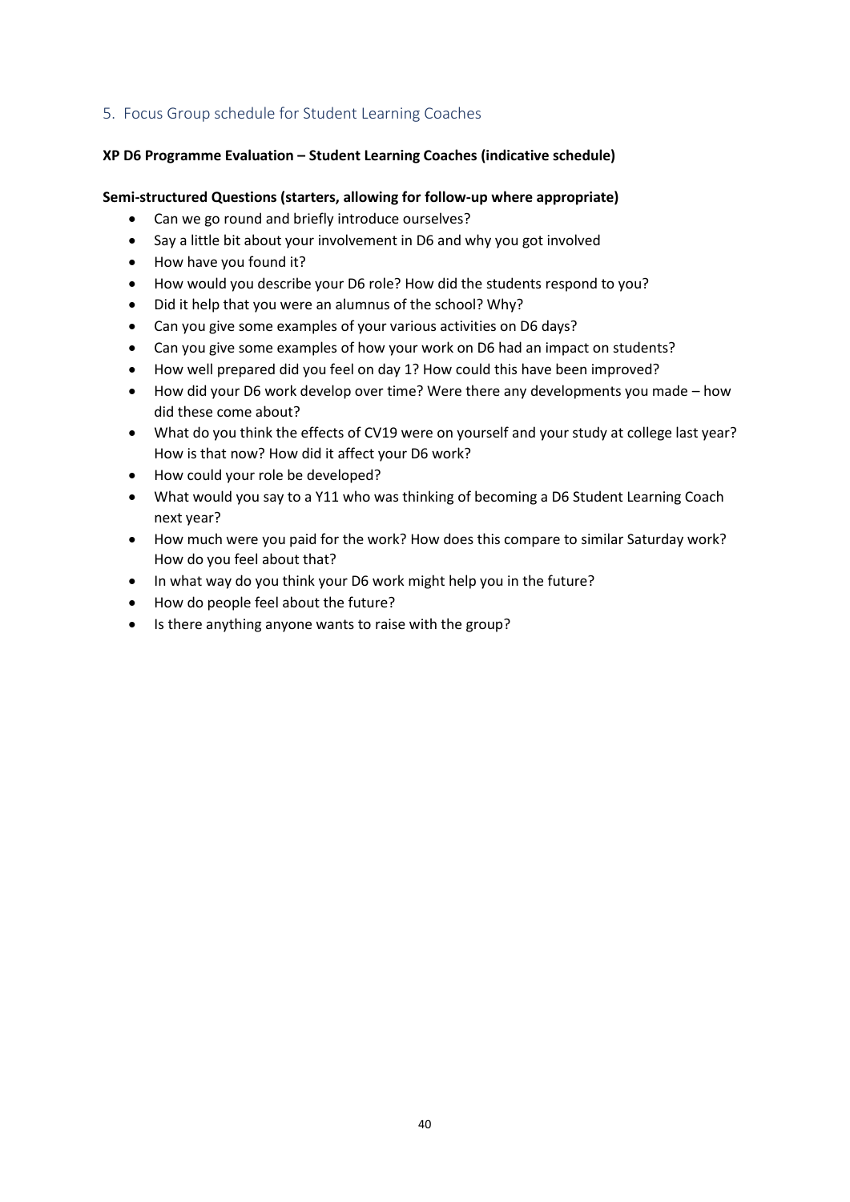## 5. Focus Group schedule for Student Learning Coaches

**XP D6 Programme Evaluation – Student Learning Coaches (indicative schedule)**

**Semi-structured Questions (starters, allowing for follow-up where appropriate)**

- Can we go round and briefly introduce ourselves?
- Say a little bit about your involvement in D6 and why you got involved
- How have you found it?
- How would you describe your D6 role? How did the students respond to you?
- Did it help that you were an alumnus of the school? Why?
- Can you give some examples of your various activities on D6 days?
- Can you give some examples of how your work on D6 had an impact on students?
- How well prepared did you feel on day 1? How could this have been improved?
- How did your D6 work develop over time? Were there any developments you made – how did these come about?
- What do you think the effects of CV19 were on yourself and your study at college last year? How is that now? How did it affect your D6 work?
- How could your role be developed?
- What would you say to a Y11 who was thinking of becoming a D6 Student Learning Coach next year?
- How much were you paid for the work? How does this compare to similar Saturday work? How do you feel about that?
- In what way do you think your D6 work might help you in the future?
- How do people feel about the future?
- Is there anything anyone wants to raise with the group?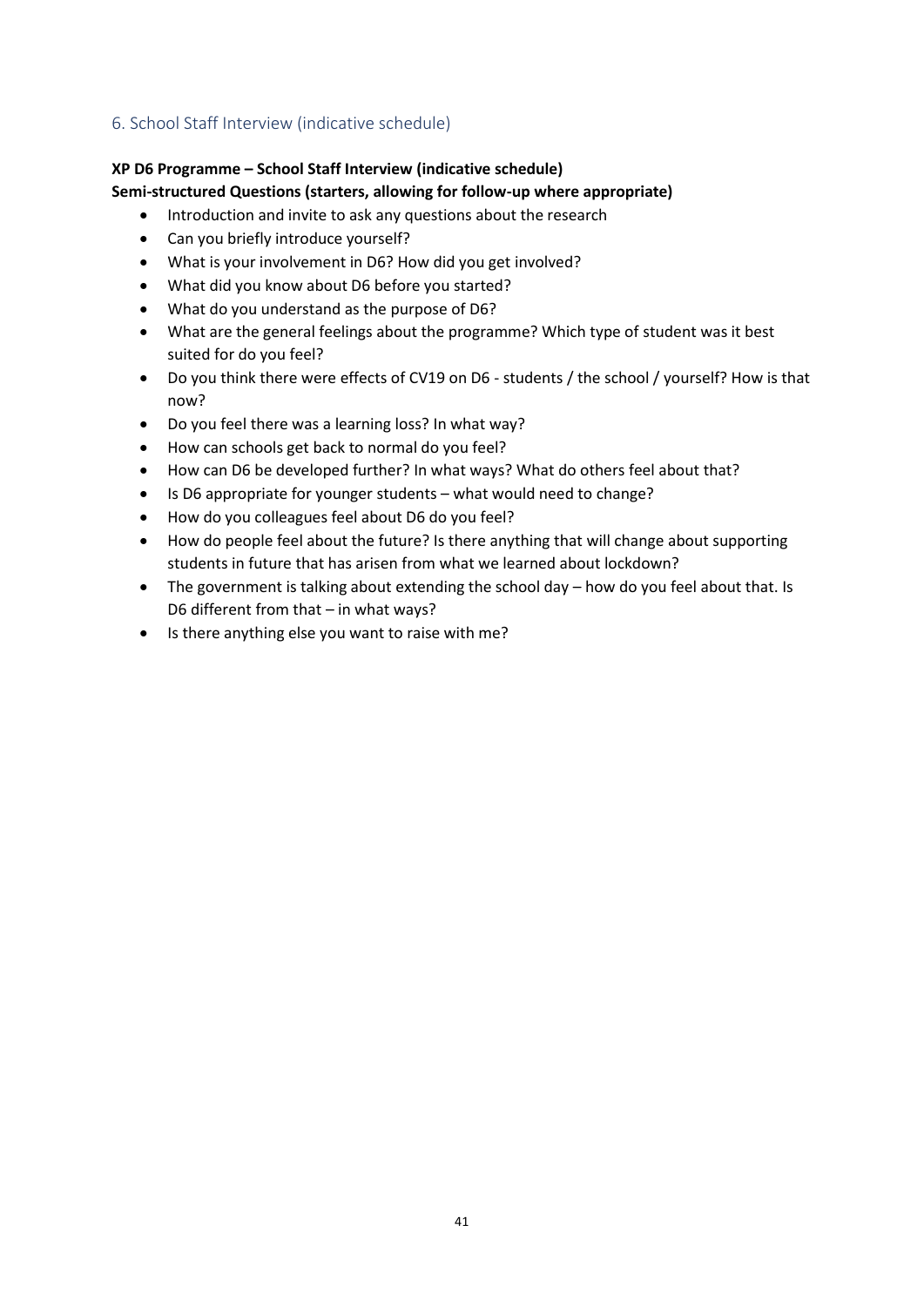## 6. School Staff Interview (indicative schedule)

**XP D6 Programme – School Staff Interview (indicative schedule)**
**Semi-structured Questions (starters, allowing for follow-up where appropriate)**

- Introduction and invite to ask any questions about the research
- Can you briefly introduce yourself?
- What is your involvement in D6? How did you get involved?
- What did you know about D6 before you started?
- What do you understand as the purpose of D6?
- What are the general feelings about the programme? Which type of student was it best suited for do you feel?
- Do you think there were effects of CV19 on D6 - students / the school / yourself? How is that now?
- Do you feel there was a learning loss? In what way?
- How can schools get back to normal do you feel?
- How can D6 be developed further? In what ways? What do others feel about that?
- Is D6 appropriate for younger students – what would need to change?
- How do you colleagues feel about D6 do you feel?
- How do people feel about the future? Is there anything that will change about supporting students in future that has arisen from what we learned about lockdown?
- The government is talking about extending the school day – how do you feel about that. Is D6 different from that – in what ways?
- Is there anything else you want to raise with me?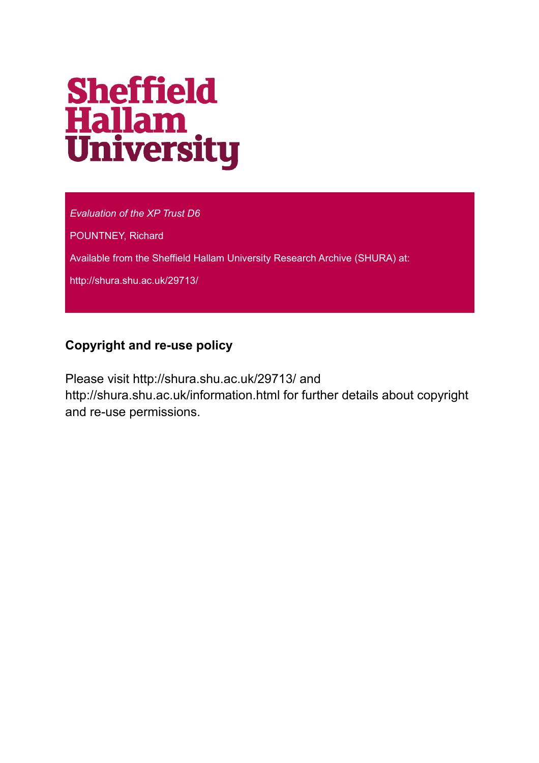Sheffield Hallam University

*Evaluation of the XP Trust D6*

POUNTNEY, Richard

Available from the Sheffield Hallam University Research Archive (SHURA) at:

http://shura.shu.ac.uk/29713/

## Copyright and re-use policy

Please visit http://shura.shu.ac.uk/29713/ and http://shura.shu.ac.uk/information.html for further details about copyright and re-use permissions.